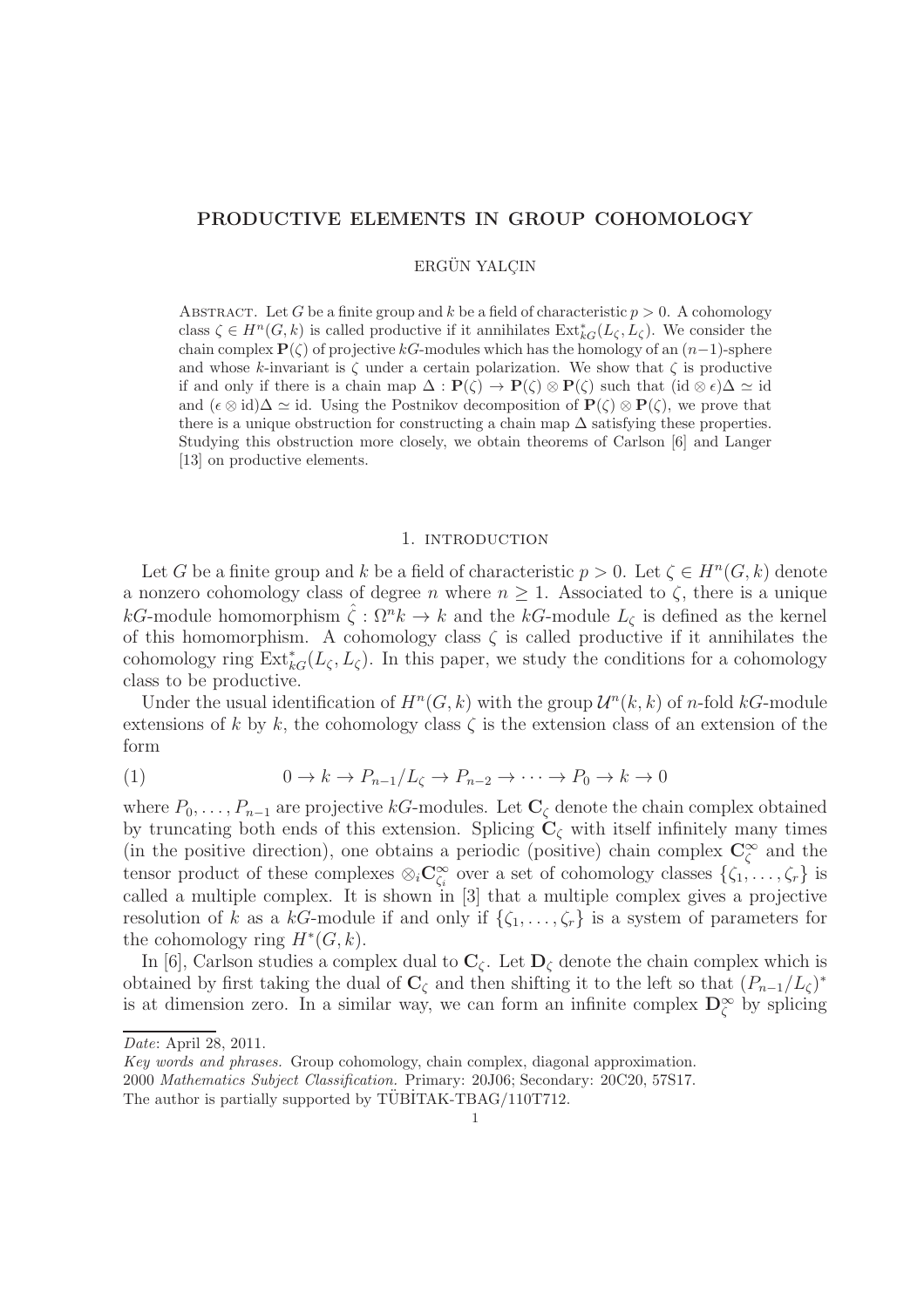# PRODUCTIVE ELEMENTS IN GROUP COHOMOLOGY

ERGÜN YALÇIN

Abstract. Let $G$ be a finite group and $k$ be a field of characteristic $p > 0$. A cohomology class $\zeta \in H^n(G, k)$ is called productive if it annihilates $\mathrm{Ext}^*_{kG}(L_\zeta, L_\zeta)$. We consider the chain complex $\mathbf{P}(\zeta)$ of projective $kG$-modules which has the homology of an $(n-1)$-sphere and whose $k$-invariant is $\zeta$ under a certain polarization. We show that $\zeta$ is productive if and only if there is a chain map $\Delta : \mathbf{P}(\zeta) \to \mathbf{P}(\zeta) \otimes \mathbf{P}(\zeta)$ such that $(\mathrm{id} \otimes \epsilon)\Delta \simeq \mathrm{id}$ and $(\epsilon \otimes \mathrm{id})\Delta \simeq \mathrm{id}$. Using the Postnikov decomposition of $\mathbf{P}(\zeta) \otimes \mathbf{P}(\zeta)$, we prove that there is a unique obstruction for constructing a chain map $\Delta$ satisfying these properties. Studying this obstruction more closely, we obtain theorems of Carlson [6] and Langer [13] on productive elements.

## 1. introduction

Let $G$ be a finite group and $k$ be a field of characteristic $p > 0$. Let $\zeta \in H^n(G, k)$ denote a nonzero cohomology class of degree $n$ where $n \geq 1$. Associated to $\zeta$, there is a unique $kG$-module homomorphism $\hat{\zeta} : \Omega^n k \to k$ and the $kG$-module $L_\zeta$ is defined as the kernel of this homomorphism. A cohomology class $\zeta$ is called productive if it annihilates the cohomology ring $\mathrm{Ext}^*_{kG}(L_\zeta, L_\zeta)$. In this paper, we study the conditions for a cohomology class to be productive.

Under the usual identification of $H^n(G, k)$ with the group $\mathcal{U}^n(k, k)$ of $n$-fold $kG$-module extensions of $k$ by $k$, the cohomology class $\zeta$ is the extension class of an extension of the form

$$0 \to k \to P_{n-1}/L_\zeta \to P_{n-2} \to \cdots \to P_0 \to k \to 0 \tag{1}$$

where $P_0, \ldots, P_{n-1}$ are projective $kG$-modules. Let $\mathbf{C}_\zeta$ denote the chain complex obtained by truncating both ends of this extension. Splicing $\mathbf{C}_\zeta$ with itself infinitely many times (in the positive direction), one obtains a periodic (positive) chain complex $\mathbf{C}^\infty_\zeta$ and the tensor product of these complexes $\otimes_i \mathbf{C}^\infty_{\zeta_i}$ over a set of cohomology classes $\{\zeta_1, \ldots, \zeta_r\}$ is called a multiple complex. It is shown in [3] that a multiple complex gives a projective resolution of $k$ as a $kG$-module if and only if $\{\zeta_1, \ldots, \zeta_r\}$ is a system of parameters for the cohomology ring $H^*(G, k)$.

In [6], Carlson studies a complex dual to $\mathbf{C}_\zeta$. Let $\mathbf{D}_\zeta$ denote the chain complex which is obtained by first taking the dual of $\mathbf{C}_\zeta$ and then shifting it to the left so that $(P_{n-1}/L_\zeta)^*$ is at dimension zero. In a similar way, we can form an infinite complex $\mathbf{D}^\infty_\zeta$ by splicing

*Date*: April 28, 2011.

*Key words and phrases.* Group cohomology, chain complex, diagonal approximation.

2000 *Mathematics Subject Classification.* Primary: 20J06; Secondary: 20C20, 57S17.

The author is partially supported by TÜBİTAK-TBAG/110T712.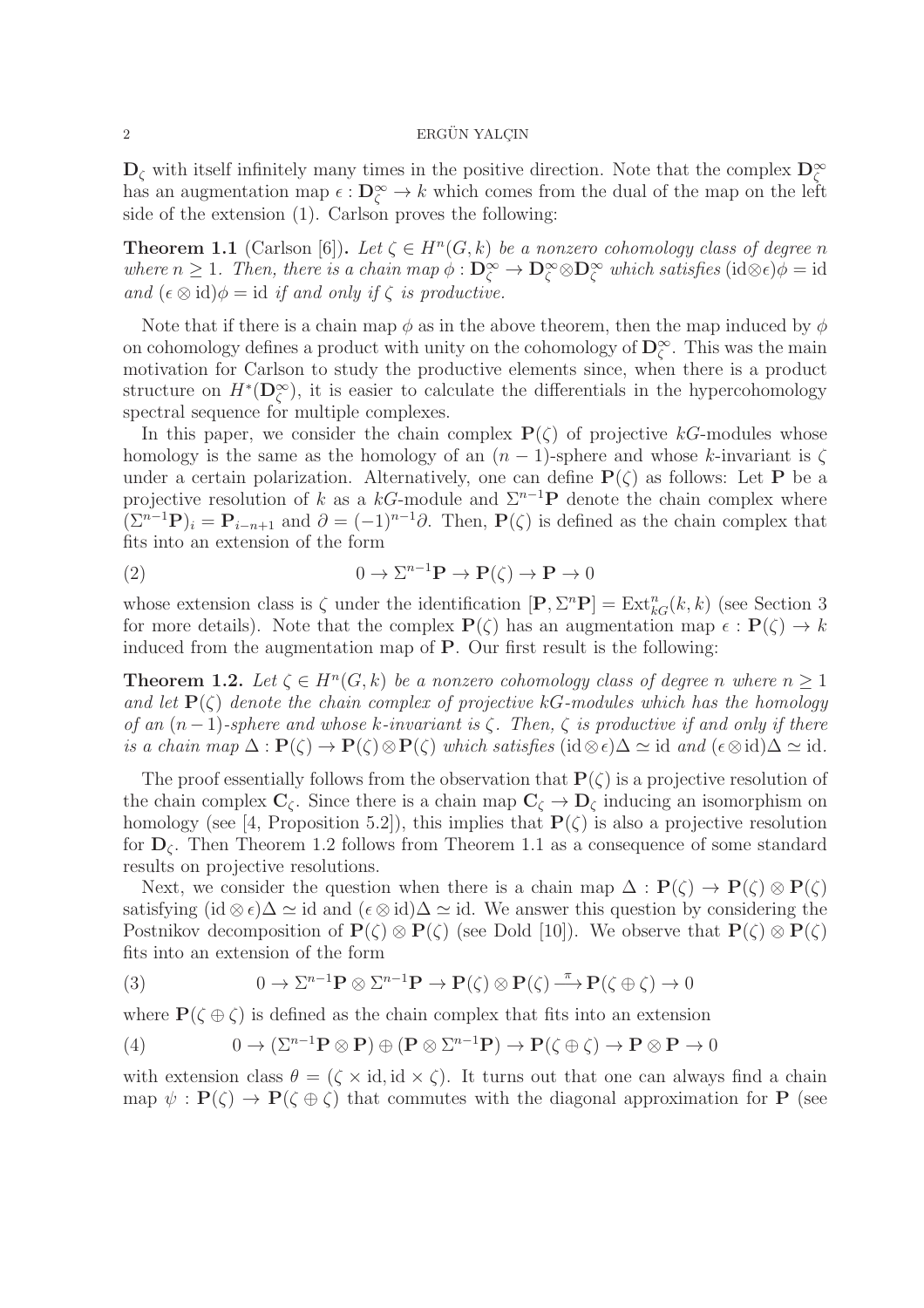$\mathbf{D}_\zeta$ with itself infinitely many times in the positive direction. Note that the complex $\mathbf{D}_\zeta^\infty$ has an augmentation map $\epsilon : \mathbf{D}_\zeta^\infty \to k$ which comes from the dual of the map on the left side of the extension (1). Carlson proves the following:

**Theorem 1.1** (Carlson [6]). *Let $\zeta \in H^n(G,k)$ be a nonzero cohomology class of degree $n$ where $n \geq 1$. Then, there is a chain map $\phi : \mathbf{D}_\zeta^\infty \to \mathbf{D}_\zeta^\infty \otimes \mathbf{D}_\zeta^\infty$ which satisfies $(\mathrm{id} \otimes \epsilon)\phi = \mathrm{id}$ and $(\epsilon \otimes \mathrm{id})\phi = \mathrm{id}$ if and only if $\zeta$ is productive.*

Note that if there is a chain map $\phi$ as in the above theorem, then the map induced by $\phi$ on cohomology defines a product with unity on the cohomology of $\mathbf{D}_\zeta^\infty$. This was the main motivation for Carlson to study the productive elements since, when there is a product structure on $H^*(\mathbf{D}_\zeta^\infty)$, it is easier to calculate the differentials in the hypercohomology spectral sequence for multiple complexes.

In this paper, we consider the chain complex $\mathbf{P}(\zeta)$ of projective $kG$-modules whose homology is the same as the homology of an $(n-1)$-sphere and whose $k$-invariant is $\zeta$ under a certain polarization. Alternatively, one can define $\mathbf{P}(\zeta)$ as follows: Let $\mathbf{P}$ be a projective resolution of $k$ as a $kG$-module and $\Sigma^{n-1}\mathbf{P}$ denote the chain complex where $(\Sigma^{n-1}\mathbf{P})_i = \mathbf{P}_{i-n+1}$ and $\partial = (-1)^{n-1}\partial$. Then, $\mathbf{P}(\zeta)$ is defined as the chain complex that fits into an extension of the form

$$0 \to \Sigma^{n-1}\mathbf{P} \to \mathbf{P}(\zeta) \to \mathbf{P} \to 0 \tag{2}$$

whose extension class is $\zeta$ under the identification $[\mathbf{P}, \Sigma^n \mathbf{P}] = \mathrm{Ext}^n_{kG}(k,k)$ (see Section 3 for more details). Note that the complex $\mathbf{P}(\zeta)$ has an augmentation map $\epsilon : \mathbf{P}(\zeta) \to k$ induced from the augmentation map of $\mathbf{P}$. Our first result is the following:

**Theorem 1.2.** *Let $\zeta \in H^n(G,k)$ be a nonzero cohomology class of degree $n$ where $n \geq 1$ and let $\mathbf{P}(\zeta)$ denote the chain complex of projective $kG$-modules which has the homology of an $(n-1)$-sphere and whose $k$-invariant is $\zeta$. Then, $\zeta$ is productive if and only if there is a chain map $\Delta : \mathbf{P}(\zeta) \to \mathbf{P}(\zeta) \otimes \mathbf{P}(\zeta)$ which satisfies $(\mathrm{id} \otimes \epsilon)\Delta \simeq \mathrm{id}$ and $(\epsilon \otimes \mathrm{id})\Delta \simeq \mathrm{id}$.*

The proof essentially follows from the observation that $\mathbf{P}(\zeta)$ is a projective resolution of the chain complex $\mathbf{C}_\zeta$. Since there is a chain map $\mathbf{C}_\zeta \to \mathbf{D}_\zeta$ inducing an isomorphism on homology (see [4, Proposition 5.2]), this implies that $\mathbf{P}(\zeta)$ is also a projective resolution for $\mathbf{D}_\zeta$. Then Theorem 1.2 follows from Theorem 1.1 as a consequence of some standard results on projective resolutions.

Next, we consider the question when there is a chain map $\Delta : \mathbf{P}(\zeta) \to \mathbf{P}(\zeta) \otimes \mathbf{P}(\zeta)$ satisfying $(\mathrm{id} \otimes \epsilon)\Delta \simeq \mathrm{id}$ and $(\epsilon \otimes \mathrm{id})\Delta \simeq \mathrm{id}$. We answer this question by considering the Postnikov decomposition of $\mathbf{P}(\zeta) \otimes \mathbf{P}(\zeta)$ (see Dold [10]). We observe that $\mathbf{P}(\zeta) \otimes \mathbf{P}(\zeta)$ fits into an extension of the form

$$0 \to \Sigma^{n-1}\mathbf{P} \otimes \Sigma^{n-1}\mathbf{P} \to \mathbf{P}(\zeta) \otimes \mathbf{P}(\zeta) \xrightarrow{\pi} \mathbf{P}(\zeta \oplus \zeta) \to 0 \tag{3}$$

where $\mathbf{P}(\zeta \oplus \zeta)$ is defined as the chain complex that fits into an extension

$$0 \to (\Sigma^{n-1}\mathbf{P} \otimes \mathbf{P}) \oplus (\mathbf{P} \otimes \Sigma^{n-1}\mathbf{P}) \to \mathbf{P}(\zeta \oplus \zeta) \to \mathbf{P} \otimes \mathbf{P} \to 0 \tag{4}$$

with extension class $\theta = (\zeta \times \mathrm{id}, \mathrm{id} \times \zeta)$. It turns out that one can always find a chain map $\psi : \mathbf{P}(\zeta) \to \mathbf{P}(\zeta \oplus \zeta)$ that commutes with the diagonal approximation for $\mathbf{P}$ (see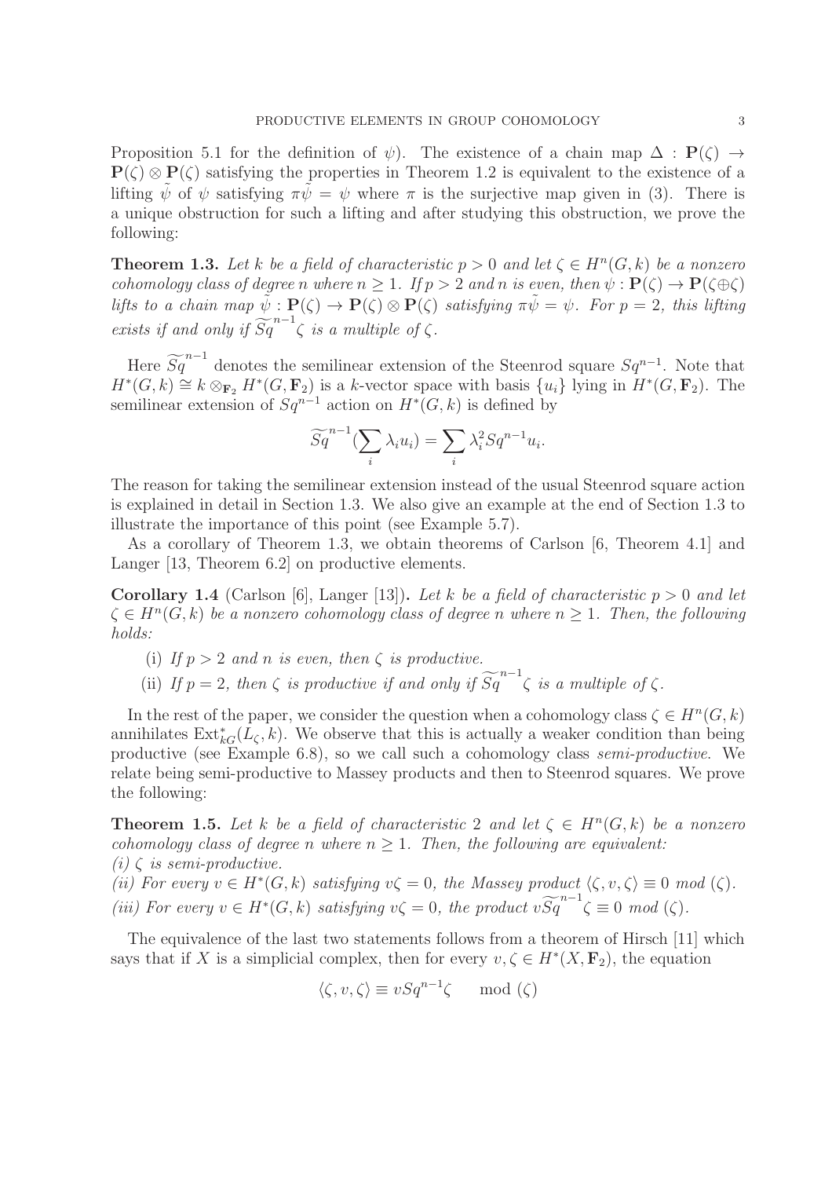Proposition 5.1 for the definition of $\psi$). The existence of a chain map $\Delta : \mathbf{P}(\zeta) \to \mathbf{P}(\zeta) \otimes \mathbf{P}(\zeta)$ satisfying the properties in Theorem 1.2 is equivalent to the existence of a lifting $\tilde{\psi}$ of $\psi$ satisfying $\pi\tilde{\psi} = \psi$ where $\pi$ is the surjective map given in (3). There is a unique obstruction for such a lifting and after studying this obstruction, we prove the following:

**Theorem 1.3.** *Let $k$ be a field of characteristic $p > 0$ and let $\zeta \in H^n(G, k)$ be a nonzero cohomology class of degree $n$ where $n \geq 1$. If $p > 2$ and $n$ is even, then $\psi : \mathbf{P}(\zeta) \to \mathbf{P}(\zeta \oplus \zeta)$ lifts to a chain map $\tilde{\psi} : \mathbf{P}(\zeta) \to \mathbf{P}(\zeta) \otimes \mathbf{P}(\zeta)$ satisfying $\pi\tilde{\psi} = \psi$. For $p = 2$, this lifting exists if and only if $\widetilde{Sq}^{n-1}\zeta$ is a multiple of $\zeta$.*

Here $\widetilde{Sq}^{n-1}$ denotes the semilinear extension of the Steenrod square $Sq^{n-1}$. Note that $H^*(G, k) \cong k \otimes_{\mathbf{F}_2} H^*(G, \mathbf{F}_2)$ is a $k$-vector space with basis $\{u_i\}$ lying in $H^*(G, \mathbf{F}_2)$. The semilinear extension of $Sq^{n-1}$ action on $H^*(G, k)$ is defined by

$$\widetilde{Sq}^{n-1}(\sum_i \lambda_i u_i) = \sum_i \lambda_i^2 Sq^{n-1} u_i.$$

The reason for taking the semilinear extension instead of the usual Steenrod square action is explained in detail in Section 1.3. We also give an example at the end of Section 1.3 to illustrate the importance of this point (see Example 5.7).

As a corollary of Theorem 1.3, we obtain theorems of Carlson [6, Theorem 4.1] and Langer [13, Theorem 6.2] on productive elements.

**Corollary 1.4** (Carlson [6], Langer [13])**.** *Let $k$ be a field of characteristic $p > 0$ and let $\zeta \in H^n(G, k)$ be a nonzero cohomology class of degree $n$ where $n \geq 1$. Then, the following holds:*

(i) *If $p > 2$ and $n$ is even, then $\zeta$ is productive.*

(ii) *If $p = 2$, then $\zeta$ is productive if and only if $\widetilde{Sq}^{n-1}\zeta$ is a multiple of $\zeta$.*

In the rest of the paper, we consider the question when a cohomology class $\zeta \in H^n(G, k)$ annihilates $\mathrm{Ext}^*_{kG}(L_\zeta, k)$. We observe that this is actually a weaker condition than being productive (see Example 6.8), so we call such a cohomology class *semi-productive*. We relate being semi-productive to Massey products and then to Steenrod squares. We prove the following:

**Theorem 1.5.** *Let $k$ be a field of characteristic 2 and let $\zeta \in H^n(G, k)$ be a nonzero cohomology class of degree $n$ where $n \geq 1$. Then, the following are equivalent:*
*(i) $\zeta$ is semi-productive.*
*(ii) For every $v \in H^*(G, k)$ satisfying $v\zeta = 0$, the Massey product $\langle \zeta, v, \zeta \rangle \equiv 0 \mod (\zeta)$.*
*(iii) For every $v \in H^*(G, k)$ satisfying $v\zeta = 0$, the product $v\widetilde{Sq}^{n-1}\zeta \equiv 0 \mod (\zeta)$.*

The equivalence of the last two statements follows from a theorem of Hirsch [11] which says that if $X$ is a simplicial complex, then for every $v, \zeta \in H^*(X, \mathbf{F}_2)$, the equation

$$\langle \zeta, v, \zeta \rangle \equiv vSq^{n-1}\zeta \mod (\zeta)$$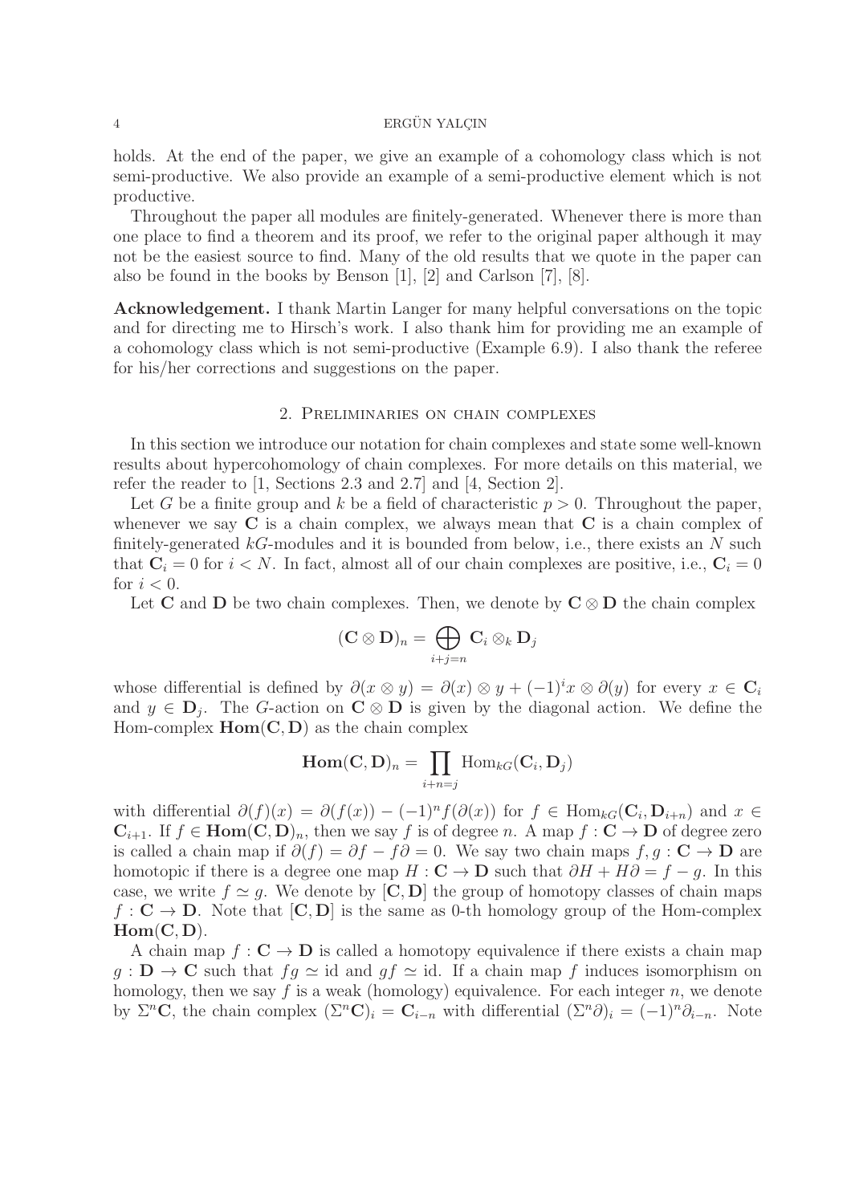holds. At the end of the paper, we give an example of a cohomology class which is not semi-productive. We also provide an example of a semi-productive element which is not productive.

Throughout the paper all modules are finitely-generated. Whenever there is more than one place to find a theorem and its proof, we refer to the original paper although it may not be the easiest source to find. Many of the old results that we quote in the paper can also be found in the books by Benson [1], [2] and Carlson [7], [8].

**Acknowledgement.** I thank Martin Langer for many helpful conversations on the topic and for directing me to Hirsch's work. I also thank him for providing me an example of a cohomology class which is not semi-productive (Example 6.9). I also thank the referee for his/her corrections and suggestions on the paper.

## 2. Preliminaries on chain complexes

In this section we introduce our notation for chain complexes and state some well-known results about hypercohomology of chain complexes. For more details on this material, we refer the reader to [1, Sections 2.3 and 2.7] and [4, Section 2].

Let $G$ be a finite group and $k$ be a field of characteristic $p > 0$. Throughout the paper, whenever we say $\mathbf{C}$ is a chain complex, we always mean that $\mathbf{C}$ is a chain complex of finitely-generated $kG$-modules and it is bounded from below, i.e., there exists an $N$ such that $\mathbf{C}_i = 0$ for $i < N$. In fact, almost all of our chain complexes are positive, i.e., $\mathbf{C}_i = 0$ for $i < 0$.

Let $\mathbf{C}$ and $\mathbf{D}$ be two chain complexes. Then, we denote by $\mathbf{C} \otimes \mathbf{D}$ the chain complex

$$(\mathbf{C} \otimes \mathbf{D})_n = \bigoplus_{i+j=n} \mathbf{C}_i \otimes_k \mathbf{D}_j$$

whose differential is defined by $\partial(x \otimes y) = \partial(x) \otimes y + (-1)^i x \otimes \partial(y)$ for every $x \in \mathbf{C}_i$ and $y \in \mathbf{D}_j$. The $G$-action on $\mathbf{C} \otimes \mathbf{D}$ is given by the diagonal action. We define the Hom-complex $\mathbf{Hom}(\mathbf{C}, \mathbf{D})$ as the chain complex

$$\mathbf{Hom}(\mathbf{C}, \mathbf{D})_n = \prod_{i+n=j} \mathrm{Hom}_{kG}(\mathbf{C}_i, \mathbf{D}_j)$$

with differential $\partial(f)(x) = \partial(f(x)) - (-1)^n f(\partial(x))$ for $f \in \mathrm{Hom}_{kG}(\mathbf{C}_i, \mathbf{D}_{i+n})$ and $x \in \mathbf{C}_{i+1}$. If $f \in \mathbf{Hom}(\mathbf{C}, \mathbf{D})_n$, then we say $f$ is of degree $n$. A map $f : \mathbf{C} \to \mathbf{D}$ of degree zero is called a chain map if $\partial(f) = \partial f - f \partial = 0$. We say two chain maps $f, g : \mathbf{C} \to \mathbf{D}$ are homotopic if there is a degree one map $H : \mathbf{C} \to \mathbf{D}$ such that $\partial H + H \partial = f - g$. In this case, we write $f \simeq g$. We denote by $[\mathbf{C}, \mathbf{D}]$ the group of homotopy classes of chain maps $f : \mathbf{C} \to \mathbf{D}$. Note that $[\mathbf{C}, \mathbf{D}]$ is the same as 0-th homology group of the Hom-complex $\mathbf{Hom}(\mathbf{C}, \mathbf{D})$.

A chain map $f : \mathbf{C} \to \mathbf{D}$ is called a homotopy equivalence if there exists a chain map $g : \mathbf{D} \to \mathbf{C}$ such that $fg \simeq \mathrm{id}$ and $gf \simeq \mathrm{id}$. If a chain map $f$ induces isomorphism on homology, then we say $f$ is a weak (homology) equivalence. For each integer $n$, we denote by $\Sigma^n \mathbf{C}$, the chain complex $(\Sigma^n \mathbf{C})_i = \mathbf{C}_{i-n}$ with differential $(\Sigma^n \partial)_i = (-1)^n \partial_{i-n}$. Note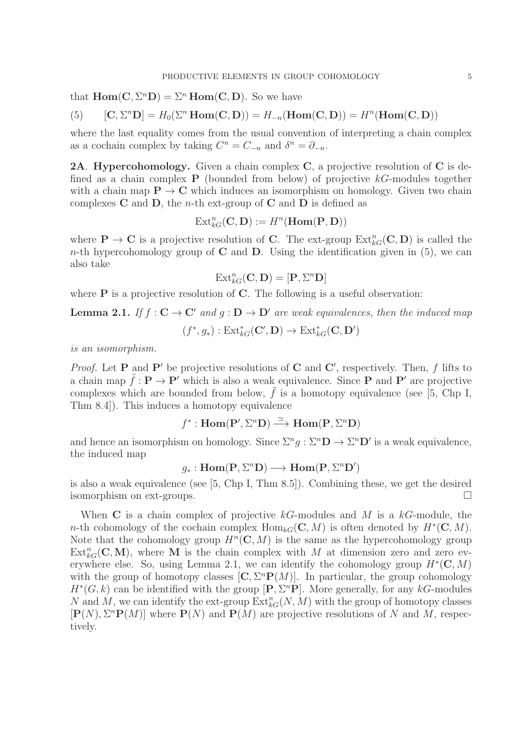that $\mathbf{Hom}(\mathbf{C}, \Sigma^n \mathbf{D}) = \Sigma^n \mathbf{Hom}(\mathbf{C}, \mathbf{D})$. So we have

$$(5) \qquad [\mathbf{C}, \Sigma^n \mathbf{D}] = H_0(\Sigma^n \mathbf{Hom}(\mathbf{C}, \mathbf{D})) = H_{-n}(\mathbf{Hom}(\mathbf{C}, \mathbf{D})) = H^n(\mathbf{Hom}(\mathbf{C}, \mathbf{D}))$$

where the last equality comes from the usual convention of interpreting a chain complex as a cochain complex by taking $C^n = C_{-n}$ and $\delta^n = \partial_{-n}$.

**2A**. **Hypercohomology.** Given a chain complex $\mathbf{C}$, a projective resolution of $\mathbf{C}$ is defined as a chain complex $\mathbf{P}$ (bounded from below) of projective $kG$-modules together with a chain map $\mathbf{P} \to \mathbf{C}$ which induces an isomorphism on homology. Given two chain complexes $\mathbf{C}$ and $\mathbf{D}$, the $n$-th ext-group of $\mathbf{C}$ and $\mathbf{D}$ is defined as

$$\operatorname{Ext}^n_{kG}(\mathbf{C}, \mathbf{D}) := H^n(\mathbf{Hom}(\mathbf{P}, \mathbf{D}))$$

where $\mathbf{P} \to \mathbf{C}$ is a projective resolution of $\mathbf{C}$. The ext-group $\operatorname{Ext}^n_{kG}(\mathbf{C}, \mathbf{D})$ is called the $n$-th hypercohomology group of $\mathbf{C}$ and $\mathbf{D}$. Using the identification given in (5), we can also take

$$\operatorname{Ext}^n_{kG}(\mathbf{C}, \mathbf{D}) = [\mathbf{P}, \Sigma^n \mathbf{D}]$$

where $\mathbf{P}$ is a projective resolution of $\mathbf{C}$. The following is a useful observation:

**Lemma 2.1.** *If $f : \mathbf{C} \to \mathbf{C}'$ and $g : \mathbf{D} \to \mathbf{D}'$ are weak equivalences, then the induced map*

$$(f^*, g_*) : \operatorname{Ext}^*_{kG}(\mathbf{C}', \mathbf{D}) \to \operatorname{Ext}^*_{kG}(\mathbf{C}, \mathbf{D}')$$

*is an isomorphism.*

*Proof.* Let $\mathbf{P}$ and $\mathbf{P}'$ be projective resolutions of $\mathbf{C}$ and $\mathbf{C}'$, respectively. Then, $f$ lifts to a chain map $\tilde{f} : \mathbf{P} \to \mathbf{P}'$ which is also a weak equivalence. Since $\mathbf{P}$ and $\mathbf{P}'$ are projective complexes which are bounded from below, $\tilde{f}$ is a homotopy equivalence (see [5, Chp I, Thm 8.4]). This induces a homotopy equivalence

$$f^* : \mathbf{Hom}(\mathbf{P}', \Sigma^n \mathbf{D}) \xrightarrow{\simeq} \mathbf{Hom}(\mathbf{P}, \Sigma^n \mathbf{D})$$

and hence an isomorphism on homology. Since $\Sigma^n g : \Sigma^n \mathbf{D} \to \Sigma^n \mathbf{D}'$ is a weak equivalence, the induced map

$$g_* : \mathbf{Hom}(\mathbf{P}, \Sigma^n \mathbf{D}) \longrightarrow \mathbf{Hom}(\mathbf{P}, \Sigma^n \mathbf{D}')$$

is also a weak equivalence (see [5, Chp I, Thm 8.5]). Combining these, we get the desired isomorphism on ext-groups. $\square$

When $\mathbf{C}$ is a chain complex of projective $kG$-modules and $M$ is a $kG$-module, the $n$-th cohomology of the cochain complex $\operatorname{Hom}_{kG}(\mathbf{C}, M)$ is often denoted by $H^*(\mathbf{C}, M)$. Note that the cohomology group $H^n(\mathbf{C}, M)$ is the same as the hypercohomology group $\operatorname{Ext}^n_{kG}(\mathbf{C}, \mathbf{M})$, where $\mathbf{M}$ is the chain complex with $M$ at dimension zero and zero everywhere else. So, using Lemma 2.1, we can identify the cohomology group $H^*(\mathbf{C}, M)$ with the group of homotopy classes $[\mathbf{C}, \Sigma^n \mathbf{P}(M)]$. In particular, the group cohomology $H^*(G, k)$ can be identified with the group $[\mathbf{P}, \Sigma^n \mathbf{P}]$. More generally, for any $kG$-modules $N$ and $M$, we can identify the ext-group $\operatorname{Ext}^n_{kG}(N, M)$ with the group of homotopy classes $[\mathbf{P}(N), \Sigma^n \mathbf{P}(M)]$ where $\mathbf{P}(N)$ and $\mathbf{P}(M)$ are projective resolutions of $N$ and $M$, respectively.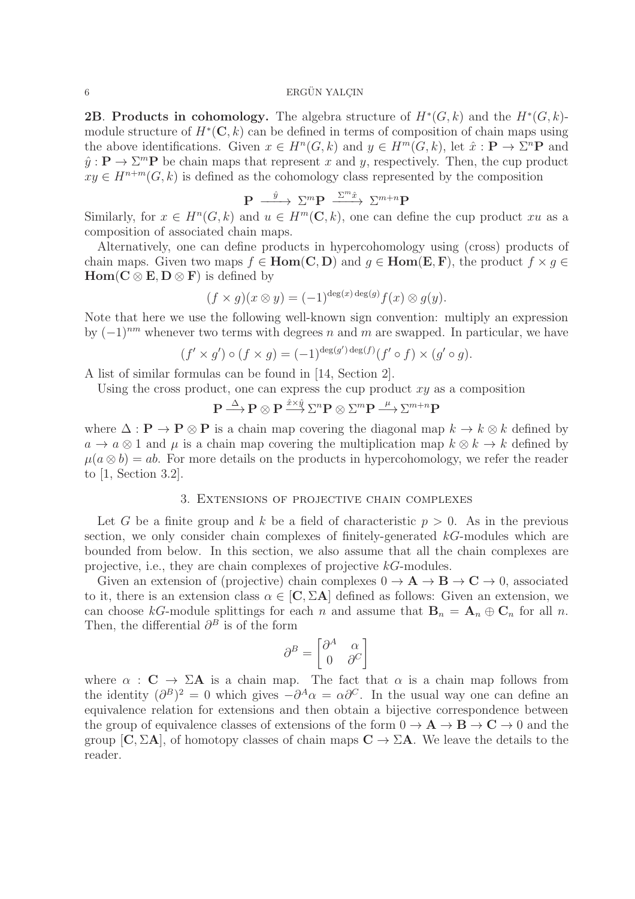**2B**. **Products in cohomology.** The algebra structure of $H^*(G,k)$ and the $H^*(G,k)$-module structure of $H^*(\mathbf{C},k)$ can be defined in terms of composition of chain maps using the above identifications. Given $x \in H^n(G,k)$ and $y \in H^m(G,k)$, let $\hat{x} : \mathbf{P} \to \Sigma^n \mathbf{P}$ and $\hat{y} : \mathbf{P} \to \Sigma^m \mathbf{P}$ be chain maps that represent $x$ and $y$, respectively. Then, the cup product $xy \in H^{n+m}(G,k)$ is defined as the cohomology class represented by the composition

$$\mathbf{P} \xrightarrow{\ \hat{y}\ } \Sigma^m \mathbf{P} \xrightarrow{\ \Sigma^m \hat{x}\ } \Sigma^{m+n} \mathbf{P}$$

Similarly, for $x \in H^n(G,k)$ and $u \in H^m(\mathbf{C},k)$, one can define the cup product $xu$ as a composition of associated chain maps.

Alternatively, one can define products in hypercohomology using (cross) products of chain maps. Given two maps $f \in \mathbf{Hom}(\mathbf{C},\mathbf{D})$ and $g \in \mathbf{Hom}(\mathbf{E},\mathbf{F})$, the product $f \times g \in \mathbf{Hom}(\mathbf{C} \otimes \mathbf{E}, \mathbf{D} \otimes \mathbf{F})$ is defined by

$$(f \times g)(x \otimes y) = (-1)^{\deg(x)\deg(g)} f(x) \otimes g(y).$$

Note that here we use the following well-known sign convention: multiply an expression by $(-1)^{nm}$ whenever two terms with degrees $n$ and $m$ are swapped. In particular, we have

$$(f' \times g') \circ (f \times g) = (-1)^{\deg(g')\deg(f)} (f' \circ f) \times (g' \circ g).$$

A list of similar formulas can be found in [14, Section 2].

Using the cross product, one can express the cup product $xy$ as a composition

$$\mathbf{P} \xrightarrow{\Delta} \mathbf{P} \otimes \mathbf{P} \xrightarrow{\hat{x} \times \hat{y}} \Sigma^n \mathbf{P} \otimes \Sigma^m \mathbf{P} \xrightarrow{\mu} \Sigma^{m+n} \mathbf{P}$$

where $\Delta : \mathbf{P} \to \mathbf{P} \otimes \mathbf{P}$ is a chain map covering the diagonal map $k \to k \otimes k$ defined by $a \to a \otimes 1$ and $\mu$ is a chain map covering the multiplication map $k \otimes k \to k$ defined by $\mu(a \otimes b) = ab$. For more details on the products in hypercohomology, we refer the reader to [1, Section 3.2].

## 3. Extensions of projective chain complexes

Let $G$ be a finite group and $k$ be a field of characteristic $p > 0$. As in the previous section, we only consider chain complexes of finitely-generated $kG$-modules which are bounded from below. In this section, we also assume that all the chain complexes are projective, i.e., they are chain complexes of projective $kG$-modules.

Given an extension of (projective) chain complexes $0 \to \mathbf{A} \to \mathbf{B} \to \mathbf{C} \to 0$, associated to it, there is an extension class $\alpha \in [\mathbf{C}, \Sigma \mathbf{A}]$ defined as follows: Given an extension, we can choose $kG$-module splittings for each $n$ and assume that $\mathbf{B}_n = \mathbf{A}_n \oplus \mathbf{C}_n$ for all $n$. Then, the differential $\partial^B$ is of the form

$$\partial^B = \begin{bmatrix} \partial^A & \alpha \\ 0 & \partial^C \end{bmatrix}$$

where $\alpha : \mathbf{C} \to \Sigma \mathbf{A}$ is a chain map. The fact that $\alpha$ is a chain map follows from the identity $(\partial^B)^2 = 0$ which gives $-\partial^A \alpha = \alpha \partial^C$. In the usual way one can define an equivalence relation for extensions and then obtain a bijective correspondence between the group of equivalence classes of extensions of the form $0 \to \mathbf{A} \to \mathbf{B} \to \mathbf{C} \to 0$ and the group $[\mathbf{C}, \Sigma \mathbf{A}]$, of homotopy classes of chain maps $\mathbf{C} \to \Sigma \mathbf{A}$. We leave the details to the reader.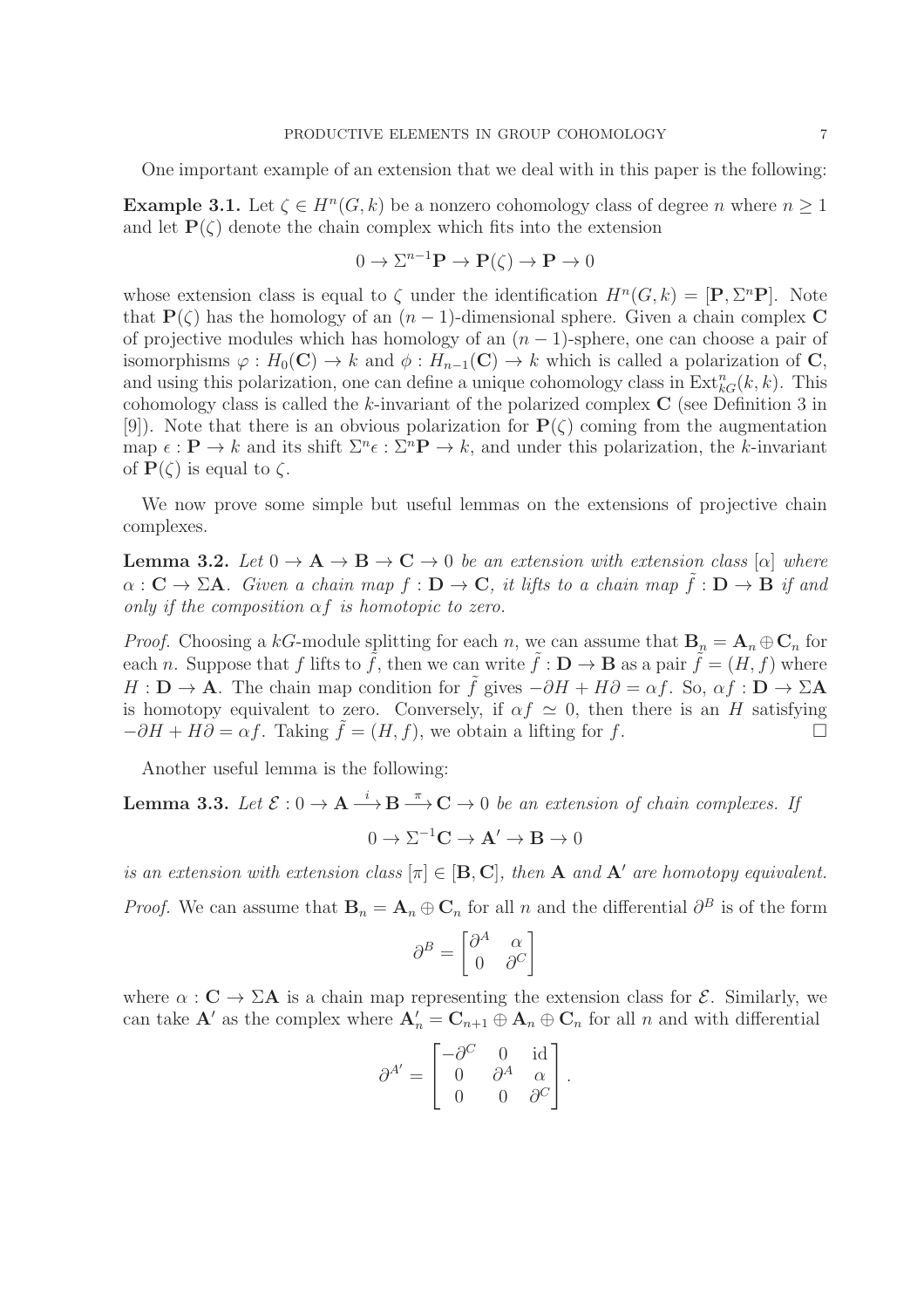One important example of an extension that we deal with in this paper is the following:

**Example 3.1.** Let $\zeta \in H^n(G,k)$ be a nonzero cohomology class of degree $n$ where $n \geq 1$ and let $\mathbf{P}(\zeta)$ denote the chain complex which fits into the extension

$$0 \to \Sigma^{n-1}\mathbf{P} \to \mathbf{P}(\zeta) \to \mathbf{P} \to 0$$

whose extension class is equal to $\zeta$ under the identification $H^n(G,k) = [\mathbf{P}, \Sigma^n \mathbf{P}]$. Note that $\mathbf{P}(\zeta)$ has the homology of an $(n-1)$-dimensional sphere. Given a chain complex $\mathbf{C}$ of projective modules which has homology of an $(n-1)$-sphere, one can choose a pair of isomorphisms $\varphi : H_0(\mathbf{C}) \to k$ and $\phi : H_{n-1}(\mathbf{C}) \to k$ which is called a polarization of $\mathbf{C}$, and using this polarization, one can define a unique cohomology class in $\mathrm{Ext}^n_{kG}(k,k)$. This cohomology class is called the $k$-invariant of the polarized complex $\mathbf{C}$ (see Definition 3 in [9]). Note that there is an obvious polarization for $\mathbf{P}(\zeta)$ coming from the augmentation map $\epsilon : \mathbf{P} \to k$ and its shift $\Sigma^n \epsilon : \Sigma^n \mathbf{P} \to k$, and under this polarization, the $k$-invariant of $\mathbf{P}(\zeta)$ is equal to $\zeta$.

We now prove some simple but useful lemmas on the extensions of projective chain complexes.

**Lemma 3.2.** *Let $0 \to \mathbf{A} \to \mathbf{B} \to \mathbf{C} \to 0$ be an extension with extension class $[\alpha]$ where $\alpha : \mathbf{C} \to \Sigma \mathbf{A}$. Given a chain map $f : \mathbf{D} \to \mathbf{C}$, it lifts to a chain map $\tilde{f} : \mathbf{D} \to \mathbf{B}$ if and only if the composition $\alpha f$ is homotopic to zero.*

*Proof.* Choosing a $kG$-module splitting for each $n$, we can assume that $\mathbf{B}_n = \mathbf{A}_n \oplus \mathbf{C}_n$ for each $n$. Suppose that $f$ lifts to $\tilde{f}$, then we can write $\tilde{f} : \mathbf{D} \to \mathbf{B}$ as a pair $\tilde{f} = (H, f)$ where $H : \mathbf{D} \to \mathbf{A}$. The chain map condition for $\tilde{f}$ gives $-\partial H + H\partial = \alpha f$. So, $\alpha f : \mathbf{D} \to \Sigma \mathbf{A}$ is homotopy equivalent to zero. Conversely, if $\alpha f \simeq 0$, then there is an $H$ satisfying $-\partial H + H \partial = \alpha f$. Taking $\tilde{f} = (H, f)$, we obtain a lifting for $f$. □

Another useful lemma is the following:

**Lemma 3.3.** *Let $\mathcal{E} : 0 \to \mathbf{A} \xrightarrow{i} \mathbf{B} \xrightarrow{\pi} \mathbf{C} \to 0$ be an extension of chain complexes. If*

$$0 \to \Sigma^{-1}\mathbf{C} \to \mathbf{A}' \to \mathbf{B} \to 0$$

*is an extension with extension class $[\pi] \in [\mathbf{B}, \mathbf{C}]$, then $\mathbf{A}$ and $\mathbf{A}'$ are homotopy equivalent.*

*Proof.* We can assume that $\mathbf{B}_n = \mathbf{A}_n \oplus \mathbf{C}_n$ for all $n$ and the differential $\partial^B$ is of the form

$$\partial^B = \begin{bmatrix} \partial^A & \alpha \\ 0 & \partial^C \end{bmatrix}$$

where $\alpha : \mathbf{C} \to \Sigma \mathbf{A}$ is a chain map representing the extension class for $\mathcal{E}$. Similarly, we can take $\mathbf{A}'$ as the complex where $\mathbf{A}'_n = \mathbf{C}_{n+1} \oplus \mathbf{A}_n \oplus \mathbf{C}_n$ for all $n$ and with differential

$$\partial^{A'} = \begin{bmatrix} -\partial^C & 0 & \mathrm{id} \\ 0 & \partial^A & \alpha \\ 0 & 0 & \partial^C \end{bmatrix}.$$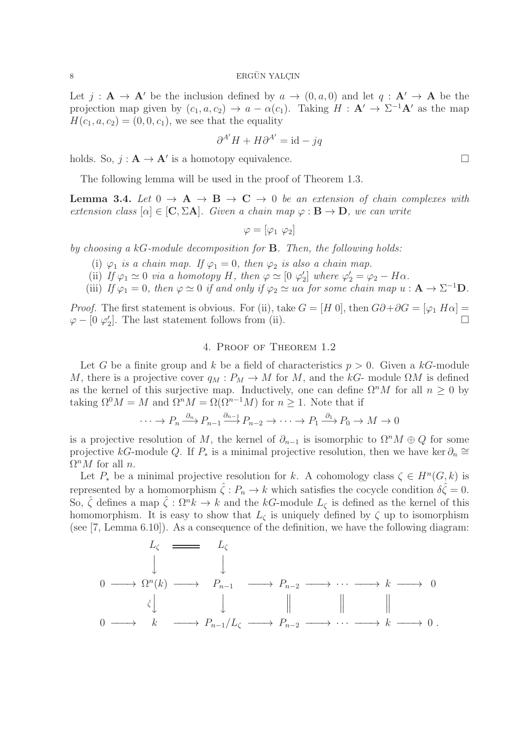Let $j : \mathbf{A} \to \mathbf{A}'$ be the inclusion defined by $a \to (0, a, 0)$ and let $q : \mathbf{A}' \to \mathbf{A}$ be the projection map given by $(c_1, a, c_2) \to a - \alpha(c_1)$. Taking $H : \mathbf{A}' \to \Sigma^{-1}\mathbf{A}'$ as the map $H(c_1, a, c_2) = (0, 0, c_1)$, we see that the equality

$$\partial^{A'} H + H \partial^{A'} = \mathrm{id} - jq$$

holds. So, $j : \mathbf{A} \to \mathbf{A}'$ is a homotopy equivalence. □

The following lemma will be used in the proof of Theorem 1.3.

**Lemma 3.4.** *Let $0 \to \mathbf{A} \to \mathbf{B} \to \mathbf{C} \to 0$ be an extension of chain complexes with extension class $[\alpha] \in [\mathbf{C}, \Sigma\mathbf{A}]$. Given a chain map $\varphi : \mathbf{B} \to \mathbf{D}$, we can write*

$$\varphi = [\varphi_1 \ \varphi_2]$$

*by choosing a $kG$-module decomposition for $\mathbf{B}$. Then, the following holds:*

(i) *$\varphi_1$ is a chain map. If $\varphi_1 = 0$, then $\varphi_2$ is also a chain map.*
(ii) *If $\varphi_1 \simeq 0$ via a homotopy $H$, then $\varphi \simeq [0 \ \varphi_2']$ where $\varphi_2' = \varphi_2 - H\alpha$.*
(iii) *If $\varphi_1 = 0$, then $\varphi \simeq 0$ if and only if $\varphi_2 \simeq u\alpha$ for some chain map $u : \mathbf{A} \to \Sigma^{-1}\mathbf{D}$.*

*Proof.* The first statement is obvious. For (ii), take $G = [H \ 0]$, then $G\partial + \partial G = [\varphi_1 \ H\alpha] = \varphi - [0 \ \varphi_2']$. The last statement follows from (ii). □

## 4. Proof of Theorem 1.2

Let $G$ be a finite group and $k$ be a field of characteristics $p > 0$. Given a $kG$-module $M$, there is a projective cover $q_M : P_M \to M$ for $M$, and the $kG$- module $\Omega M$ is defined as the kernel of this surjective map. Inductively, one can define $\Omega^n M$ for all $n \geq 0$ by taking $\Omega^0 M = M$ and $\Omega^n M = \Omega(\Omega^{n-1} M)$ for $n \geq 1$. Note that if

$$\cdots \to P_n \xrightarrow{\partial_n} P_{n-1} \xrightarrow{\partial_{n-1}} P_{n-2} \to \cdots \to P_1 \xrightarrow{\partial_1} P_0 \to M \to 0$$

is a projective resolution of $M$, the kernel of $\partial_{n-1}$ is isomorphic to $\Omega^n M \oplus Q$ for some projective $kG$-module $Q$. If $P_*$ is a minimal projective resolution, then we have $\ker \partial_n \cong \Omega^n M$ for all $n$.

Let $P_*$ be a minimal projective resolution for $k$. A cohomology class $\zeta \in H^n(G, k)$ is represented by a homomorphism $\hat{\zeta} : P_n \to k$ which satisfies the cocycle condition $\delta\hat{\zeta} = 0$. So, $\hat{\zeta}$ defines a map $\hat{\zeta} : \Omega^n k \to k$ and the $kG$-module $L_\zeta$ is defined as the kernel of this homomorphism. It is easy to show that $L_\zeta$ is uniquely defined by $\zeta$ up to isomorphism (see [7, Lemma 6.10]). As a consequence of the definition, we have the following diagram:

$$\begin{array}{ccccccccccc}
 & & L_\zeta & = & L_\zeta & & & & & & \\
 & & \downarrow & & \downarrow & & & & & & \\
0 & \longrightarrow & \Omega^n(k) & \longrightarrow & P_{n-1} & \longrightarrow & P_{n-2} & \longrightarrow \cdots \longrightarrow & k & \longrightarrow & 0 \\
 & & \downarrow{\scriptstyle\hat{\zeta}} & & \downarrow & & \| & \qquad \| & \| & & \\
0 & \longrightarrow & k & \longrightarrow & P_{n-1}/L_\zeta & \longrightarrow & P_{n-2} & \longrightarrow \cdots \longrightarrow & k & \longrightarrow & 0 .
\end{array}$$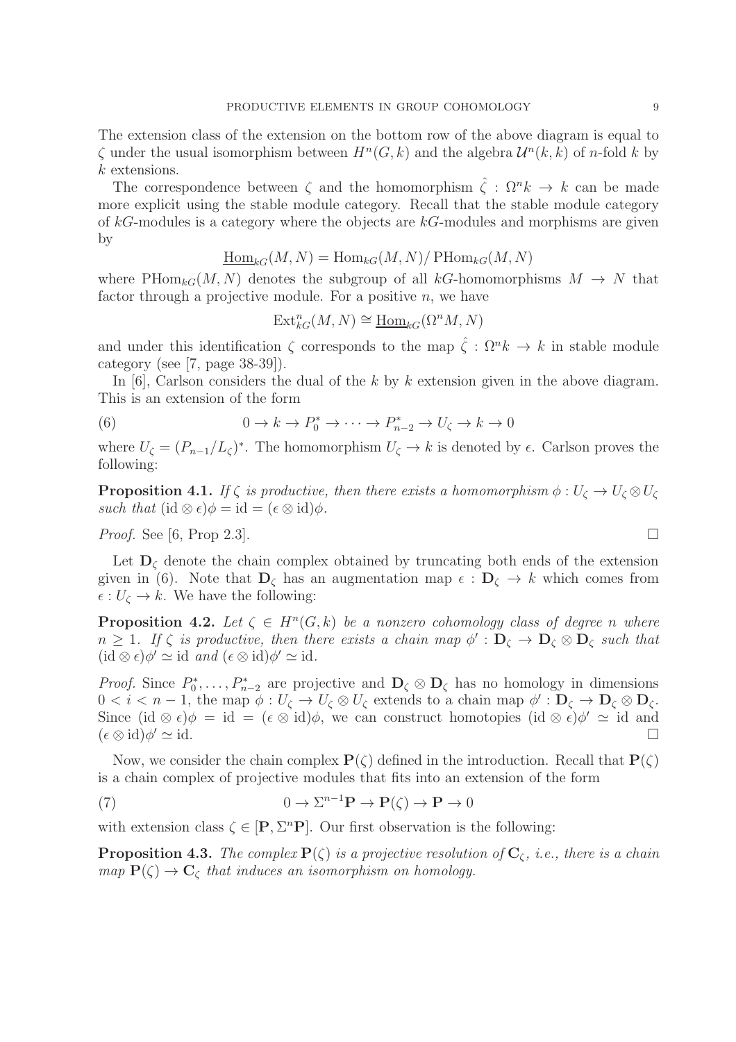The extension class of the extension on the bottom row of the above diagram is equal to $\zeta$ under the usual isomorphism between $H^n(G,k)$ and the algebra $\mathcal{U}^n(k,k)$ of $n$-fold $k$ by $k$ extensions.

The correspondence between $\zeta$ and the homomorphism $\hat{\zeta} : \Omega^n k \to k$ can be made more explicit using the stable module category. Recall that the stable module category of $kG$-modules is a category where the objects are $kG$-modules and morphisms are given by

$$\underline{\mathrm{Hom}}_{kG}(M,N) = \mathrm{Hom}_{kG}(M,N)/\,\mathrm{PHom}_{kG}(M,N)$$

where $\mathrm{PHom}_{kG}(M,N)$ denotes the subgroup of all $kG$-homomorphisms $M \to N$ that factor through a projective module. For a positive $n$, we have

$$\mathrm{Ext}^n_{kG}(M,N) \cong \underline{\mathrm{Hom}}_{kG}(\Omega^n M, N)$$

and under this identification $\zeta$ corresponds to the map $\hat{\zeta} : \Omega^n k \to k$ in stable module category (see [7, page 38-39]).

In [6], Carlson considers the dual of the $k$ by $k$ extension given in the above diagram. This is an extension of the form

$$0 \to k \to P_0^* \to \cdots \to P_{n-2}^* \to U_\zeta \to k \to 0 \tag{6}$$

where $U_\zeta = (P_{n-1}/L_\zeta)^*$. The homomorphism $U_\zeta \to k$ is denoted by $\epsilon$. Carlson proves the following:

**Proposition 4.1.** *If $\zeta$ is productive, then there exists a homomorphism $\phi : U_\zeta \to U_\zeta \otimes U_\zeta$ such that $(\mathrm{id} \otimes \epsilon)\phi = \mathrm{id} = (\epsilon \otimes \mathrm{id})\phi$.*

*Proof.* See [6, Prop 2.3]. $\square$

Let $\mathbf{D}_\zeta$ denote the chain complex obtained by truncating both ends of the extension given in (6). Note that $\mathbf{D}_\zeta$ has an augmentation map $\epsilon : \mathbf{D}_\zeta \to k$ which comes from $\epsilon : U_\zeta \to k$. We have the following:

**Proposition 4.2.** *Let $\zeta \in H^n(G,k)$ be a nonzero cohomology class of degree $n$ where $n \geq 1$. If $\zeta$ is productive, then there exists a chain map $\phi' : \mathbf{D}_\zeta \to \mathbf{D}_\zeta \otimes \mathbf{D}_\zeta$ such that $(\mathrm{id} \otimes \epsilon)\phi' \simeq \mathrm{id}$ and $(\epsilon \otimes \mathrm{id})\phi' \simeq \mathrm{id}$.*

*Proof.* Since $P_0^*, \dots, P_{n-2}^*$ are projective and $\mathbf{D}_\zeta \otimes \mathbf{D}_\zeta$ has no homology in dimensions $0 < i < n-1$, the map $\phi : U_\zeta \to U_\zeta \otimes U_\zeta$ extends to a chain map $\phi' : \mathbf{D}_\zeta \to \mathbf{D}_\zeta \otimes \mathbf{D}_\zeta$. Since $(\mathrm{id} \otimes \epsilon)\phi = \mathrm{id} = (\epsilon \otimes \mathrm{id})\phi$, we can construct homotopies $(\mathrm{id} \otimes \epsilon)\phi' \simeq \mathrm{id}$ and $(\epsilon \otimes \mathrm{id})\phi' \simeq \mathrm{id}$. $\square$

Now, we consider the chain complex $\mathbf{P}(\zeta)$ defined in the introduction. Recall that $\mathbf{P}(\zeta)$ is a chain complex of projective modules that fits into an extension of the form

$$0 \to \Sigma^{n-1}\mathbf{P} \to \mathbf{P}(\zeta) \to \mathbf{P} \to 0 \tag{7}$$

with extension class $\zeta \in [\mathbf{P}, \Sigma^n \mathbf{P}]$. Our first observation is the following:

**Proposition 4.3.** *The complex $\mathbf{P}(\zeta)$ is a projective resolution of $\mathbf{C}_\zeta$, i.e., there is a chain map $\mathbf{P}(\zeta) \to \mathbf{C}_\zeta$ that induces an isomorphism on homology.*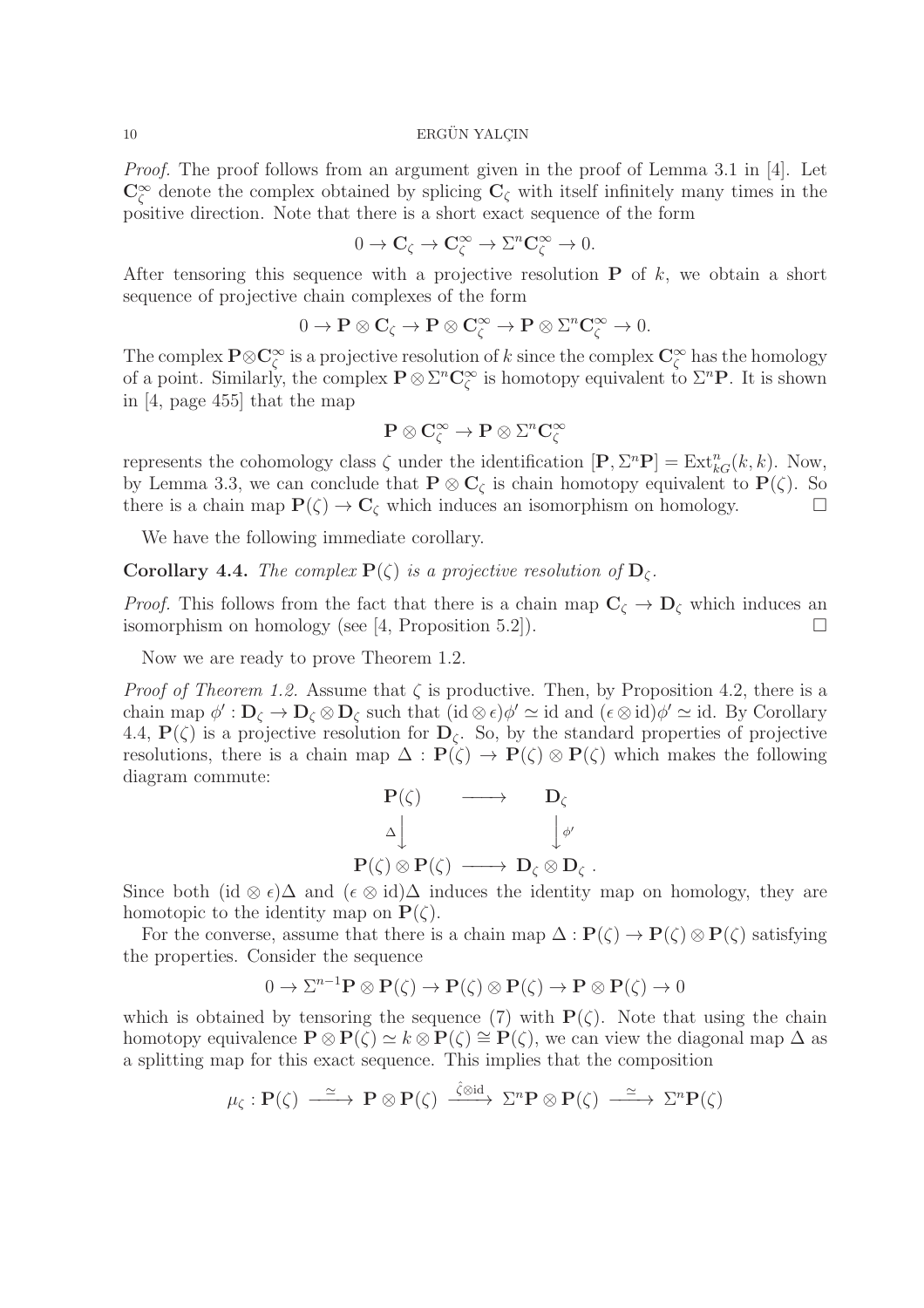*Proof.* The proof follows from an argument given in the proof of Lemma 3.1 in [4]. Let $\mathbf{C}_\zeta^\infty$ denote the complex obtained by splicing $\mathbf{C}_\zeta$ with itself infinitely many times in the positive direction. Note that there is a short exact sequence of the form

$$0 \to \mathbf{C}_\zeta \to \mathbf{C}_\zeta^\infty \to \Sigma^n \mathbf{C}_\zeta^\infty \to 0.$$

After tensoring this sequence with a projective resolution $\mathbf{P}$ of $k$, we obtain a short sequence of projective chain complexes of the form

$$0 \to \mathbf{P} \otimes \mathbf{C}_\zeta \to \mathbf{P} \otimes \mathbf{C}_\zeta^\infty \to \mathbf{P} \otimes \Sigma^n \mathbf{C}_\zeta^\infty \to 0.$$

The complex $\mathbf{P} \otimes \mathbf{C}_\zeta^\infty$ is a projective resolution of $k$ since the complex $\mathbf{C}_\zeta^\infty$ has the homology of a point. Similarly, the complex $\mathbf{P} \otimes \Sigma^n \mathbf{C}_\zeta^\infty$ is homotopy equivalent to $\Sigma^n \mathbf{P}$. It is shown in [4, page 455] that the map

$$\mathbf{P} \otimes \mathbf{C}_\zeta^\infty \to \mathbf{P} \otimes \Sigma^n \mathbf{C}_\zeta^\infty$$

represents the cohomology class $\zeta$ under the identification $[\mathbf{P}, \Sigma^n \mathbf{P}] = \mathrm{Ext}^n_{kG}(k,k)$. Now, by Lemma 3.3, we can conclude that $\mathbf{P} \otimes \mathbf{C}_\zeta$ is chain homotopy equivalent to $\mathbf{P}(\zeta)$. So there is a chain map $\mathbf{P}(\zeta) \to \mathbf{C}_\zeta$ which induces an isomorphism on homology. $\square$

We have the following immediate corollary.

**Corollary 4.4.** *The complex $\mathbf{P}(\zeta)$ is a projective resolution of $\mathbf{D}_\zeta$.*

*Proof.* This follows from the fact that there is a chain map $\mathbf{C}_\zeta \to \mathbf{D}_\zeta$ which induces an isomorphism on homology (see [4, Proposition 5.2]). $\square$

Now we are ready to prove Theorem 1.2.

*Proof of Theorem 1.2.* Assume that $\zeta$ is productive. Then, by Proposition 4.2, there is a chain map $\phi' : \mathbf{D}_\zeta \to \mathbf{D}_\zeta \otimes \mathbf{D}_\zeta$ such that $(\mathrm{id} \otimes \epsilon)\phi' \simeq \mathrm{id}$ and $(\epsilon \otimes \mathrm{id})\phi' \simeq \mathrm{id}$. By Corollary 4.4, $\mathbf{P}(\zeta)$ is a projective resolution for $\mathbf{D}_\zeta$. So, by the standard properties of projective resolutions, there is a chain map $\Delta : \mathbf{P}(\zeta) \to \mathbf{P}(\zeta) \otimes \mathbf{P}(\zeta)$ which makes the following diagram commute:

$$\begin{array}{ccc} \mathbf{P}(\zeta) & \longrightarrow & \mathbf{D}_\zeta \\ \Delta \downarrow & & \downarrow \phi' \\ \mathbf{P}(\zeta) \otimes \mathbf{P}(\zeta) & \longrightarrow & \mathbf{D}_\zeta \otimes \mathbf{D}_\zeta \, . \end{array}$$

Since both $(\mathrm{id} \otimes \epsilon)\Delta$ and $(\epsilon \otimes \mathrm{id})\Delta$ induces the identity map on homology, they are homotopic to the identity map on $\mathbf{P}(\zeta)$.

For the converse, assume that there is a chain map $\Delta : \mathbf{P}(\zeta) \to \mathbf{P}(\zeta) \otimes \mathbf{P}(\zeta)$ satisfying the properties. Consider the sequence

$$0 \to \Sigma^{n-1} \mathbf{P} \otimes \mathbf{P}(\zeta) \to \mathbf{P}(\zeta) \otimes \mathbf{P}(\zeta) \to \mathbf{P} \otimes \mathbf{P}(\zeta) \to 0$$

which is obtained by tensoring the sequence (7) with $\mathbf{P}(\zeta)$. Note that using the chain homotopy equivalence $\mathbf{P} \otimes \mathbf{P}(\zeta) \simeq k \otimes \mathbf{P}(\zeta) \cong \mathbf{P}(\zeta)$, we can view the diagonal map $\Delta$ as a splitting map for this exact sequence. This implies that the composition

$$\mu_\zeta : \mathbf{P}(\zeta) \xrightarrow{\simeq} \mathbf{P} \otimes \mathbf{P}(\zeta) \xrightarrow{\hat{\zeta} \otimes \mathrm{id}} \Sigma^n \mathbf{P} \otimes \mathbf{P}(\zeta) \xrightarrow{\simeq} \Sigma^n \mathbf{P}(\zeta)$$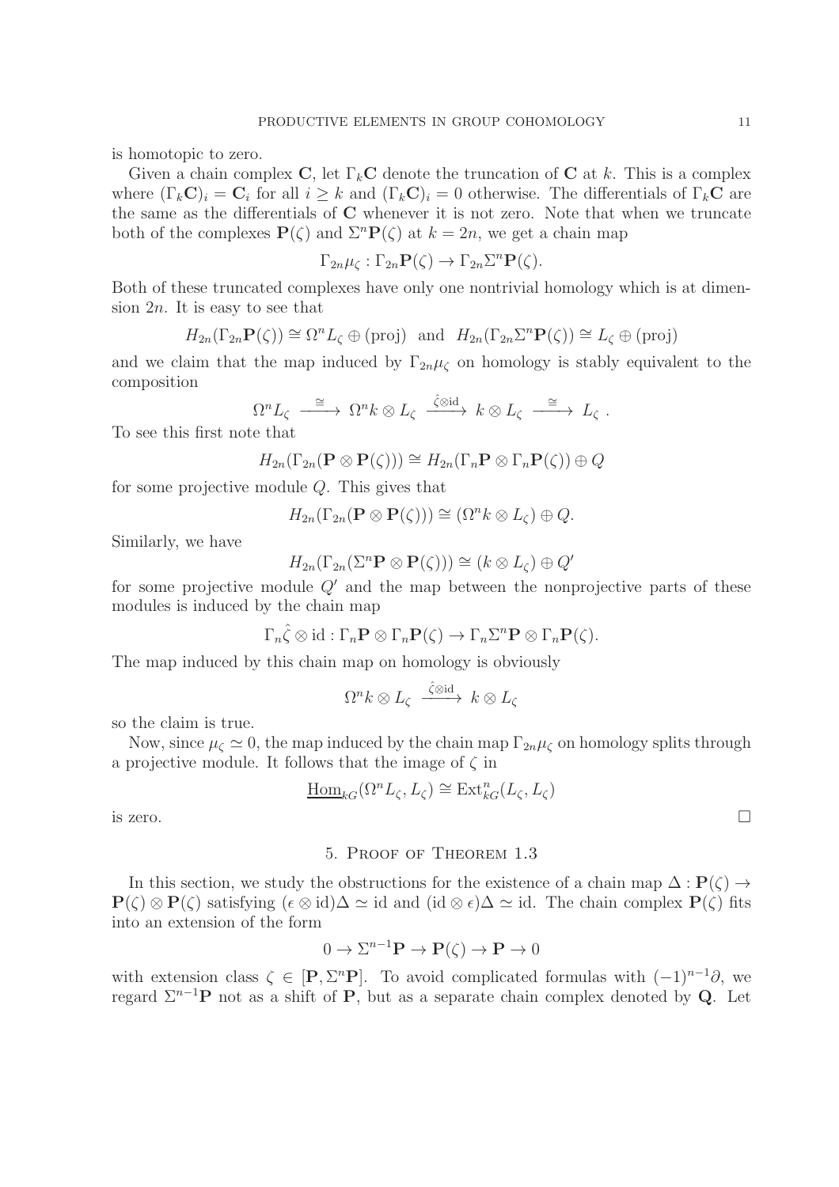is homotopic to zero.

Given a chain complex $\mathbf{C}$, let $\Gamma_k \mathbf{C}$ denote the truncation of $\mathbf{C}$ at $k$. This is a complex where $(\Gamma_k \mathbf{C})_i = \mathbf{C}_i$ for all $i \geq k$ and $(\Gamma_k \mathbf{C})_i = 0$ otherwise. The differentials of $\Gamma_k \mathbf{C}$ are the same as the differentials of $\mathbf{C}$ whenever it is not zero. Note that when we truncate both of the complexes $\mathbf{P}(\zeta)$ and $\Sigma^n \mathbf{P}(\zeta)$ at $k = 2n$, we get a chain map

$$\Gamma_{2n} \mu_\zeta : \Gamma_{2n} \mathbf{P}(\zeta) \to \Gamma_{2n} \Sigma^n \mathbf{P}(\zeta).$$

Both of these truncated complexes have only one nontrivial homology which is at dimension $2n$. It is easy to see that

$$H_{2n}(\Gamma_{2n} \mathbf{P}(\zeta)) \cong \Omega^n L_\zeta \oplus (\text{proj}) \quad \text{and} \quad H_{2n}(\Gamma_{2n} \Sigma^n \mathbf{P}(\zeta)) \cong L_\zeta \oplus (\text{proj})$$

and we claim that the map induced by $\Gamma_{2n} \mu_\zeta$ on homology is stably equivalent to the composition

$$\Omega^n L_\zeta \xrightarrow{\ \cong\ } \Omega^n k \otimes L_\zeta \xrightarrow{\ \hat{\zeta} \otimes \text{id}\ } k \otimes L_\zeta \xrightarrow{\ \cong\ } L_\zeta \ .$$

To see this first note that

$$H_{2n}(\Gamma_{2n}(\mathbf{P} \otimes \mathbf{P}(\zeta))) \cong H_{2n}(\Gamma_n \mathbf{P} \otimes \Gamma_n \mathbf{P}(\zeta)) \oplus Q$$

for some projective module $Q$. This gives that

$$H_{2n}(\Gamma_{2n}(\mathbf{P} \otimes \mathbf{P}(\zeta))) \cong (\Omega^n k \otimes L_\zeta) \oplus Q.$$

Similarly, we have

$$H_{2n}(\Gamma_{2n}(\Sigma^n \mathbf{P} \otimes \mathbf{P}(\zeta))) \cong (k \otimes L_\zeta) \oplus Q'$$

for some projective module $Q'$ and the map between the nonprojective parts of these modules is induced by the chain map

$$\Gamma_n \hat{\zeta} \otimes \text{id} : \Gamma_n \mathbf{P} \otimes \Gamma_n \mathbf{P}(\zeta) \to \Gamma_n \Sigma^n \mathbf{P} \otimes \Gamma_n \mathbf{P}(\zeta).$$

The map induced by this chain map on homology is obviously

$$\Omega^n k \otimes L_\zeta \xrightarrow{\ \hat{\zeta} \otimes \text{id}\ } k \otimes L_\zeta$$

so the claim is true.

Now, since $\mu_\zeta \simeq 0$, the map induced by the chain map $\Gamma_{2n} \mu_\zeta$ on homology splits through a projective module. It follows that the image of $\zeta$ in

$$\underline{\text{Hom}}_{kG}(\Omega^n L_\zeta, L_\zeta) \cong \text{Ext}^n_{kG}(L_\zeta, L_\zeta)$$

is zero. $\square$

## 5. Proof of Theorem 1.3

In this section, we study the obstructions for the existence of a chain map $\Delta : \mathbf{P}(\zeta) \to \mathbf{P}(\zeta) \otimes \mathbf{P}(\zeta)$ satisfying $(\epsilon \otimes \text{id})\Delta \simeq \text{id}$ and $(\text{id} \otimes \epsilon)\Delta \simeq \text{id}$. The chain complex $\mathbf{P}(\zeta)$ fits into an extension of the form

$$0 \to \Sigma^{n-1} \mathbf{P} \to \mathbf{P}(\zeta) \to \mathbf{P} \to 0$$

with extension class $\zeta \in [\mathbf{P}, \Sigma^n \mathbf{P}]$. To avoid complicated formulas with $(-1)^{n-1}\partial$, we regard $\Sigma^{n-1}\mathbf{P}$ not as a shift of $\mathbf{P}$, but as a separate chain complex denoted by $\mathbf{Q}$. Let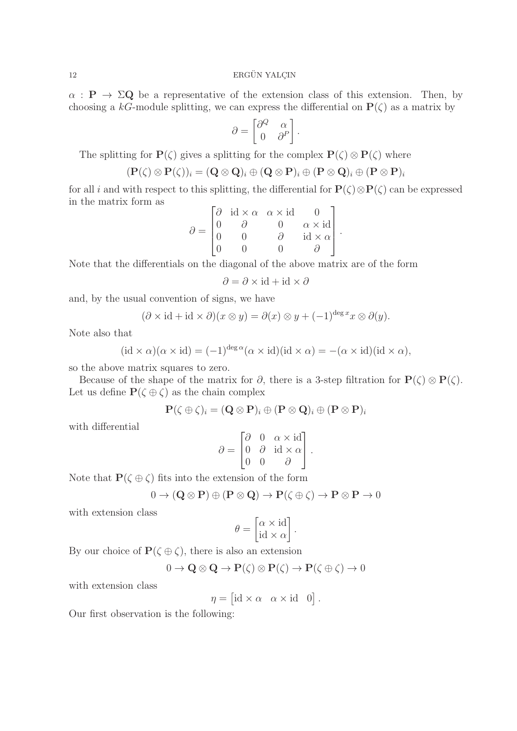$\alpha : \mathbf{P} \to \Sigma \mathbf{Q}$ be a representative of the extension class of this extension. Then, by choosing a $kG$-module splitting, we can express the differential on $\mathbf{P}(\zeta)$ as a matrix by

$$\partial = \begin{bmatrix} \partial^Q & \alpha \\ 0 & \partial^P \end{bmatrix}.$$

The splitting for $\mathbf{P}(\zeta)$ gives a splitting for the complex $\mathbf{P}(\zeta) \otimes \mathbf{P}(\zeta)$ where

$$(\mathbf{P}(\zeta) \otimes \mathbf{P}(\zeta))_i = (\mathbf{Q} \otimes \mathbf{Q})_i \oplus (\mathbf{Q} \otimes \mathbf{P})_i \oplus (\mathbf{P} \otimes \mathbf{Q})_i \oplus (\mathbf{P} \otimes \mathbf{P})_i$$

for all $i$ and with respect to this splitting, the differential for $\mathbf{P}(\zeta) \otimes \mathbf{P}(\zeta)$ can be expressed in the matrix form as

$$\partial = \begin{bmatrix} \partial & \mathrm{id} \times \alpha & \alpha \times \mathrm{id} & 0 \\ 0 & \partial & 0 & \alpha \times \mathrm{id} \\ 0 & 0 & \partial & \mathrm{id} \times \alpha \\ 0 & 0 & 0 & \partial \end{bmatrix}.$$

Note that the differentials on the diagonal of the above matrix are of the form

$$\partial = \partial \times \mathrm{id} + \mathrm{id} \times \partial$$

and, by the usual convention of signs, we have

$$(\partial \times \mathrm{id} + \mathrm{id} \times \partial)(x \otimes y) = \partial(x) \otimes y + (-1)^{\deg x} x \otimes \partial(y).$$

Note also that

$$(\mathrm{id} \times \alpha)(\alpha \times \mathrm{id}) = (-1)^{\deg \alpha} (\alpha \times \mathrm{id})(\mathrm{id} \times \alpha) = -(\alpha \times \mathrm{id})(\mathrm{id} \times \alpha),$$

so the above matrix squares to zero.

Because of the shape of the matrix for $\partial$, there is a 3-step filtration for $\mathbf{P}(\zeta) \otimes \mathbf{P}(\zeta)$. Let us define $\mathbf{P}(\zeta \oplus \zeta)$ as the chain complex

$$\mathbf{P}(\zeta \oplus \zeta)_i = (\mathbf{Q} \otimes \mathbf{P})_i \oplus (\mathbf{P} \otimes \mathbf{Q})_i \oplus (\mathbf{P} \otimes \mathbf{P})_i$$

with differential

$$\partial = \begin{bmatrix} \partial & 0 & \alpha \times \mathrm{id} \\ 0 & \partial & \mathrm{id} \times \alpha \\ 0 & 0 & \partial \end{bmatrix}.$$

Note that $\mathbf{P}(\zeta \oplus \zeta)$ fits into the extension of the form

$$0 \to (\mathbf{Q} \otimes \mathbf{P}) \oplus (\mathbf{P} \otimes \mathbf{Q}) \to \mathbf{P}(\zeta \oplus \zeta) \to \mathbf{P} \otimes \mathbf{P} \to 0$$

with extension class

$$\theta = \begin{bmatrix} \alpha \times \mathrm{id} \\ \mathrm{id} \times \alpha \end{bmatrix}.$$

By our choice of $\mathbf{P}(\zeta \oplus \zeta)$, there is also an extension

$$0 \to \mathbf{Q} \otimes \mathbf{Q} \to \mathbf{P}(\zeta) \otimes \mathbf{P}(\zeta) \to \mathbf{P}(\zeta \oplus \zeta) \to 0$$

with extension class

$$\eta = \begin{bmatrix} \mathrm{id} \times \alpha & \alpha \times \mathrm{id} & 0 \end{bmatrix}.$$

Our first observation is the following: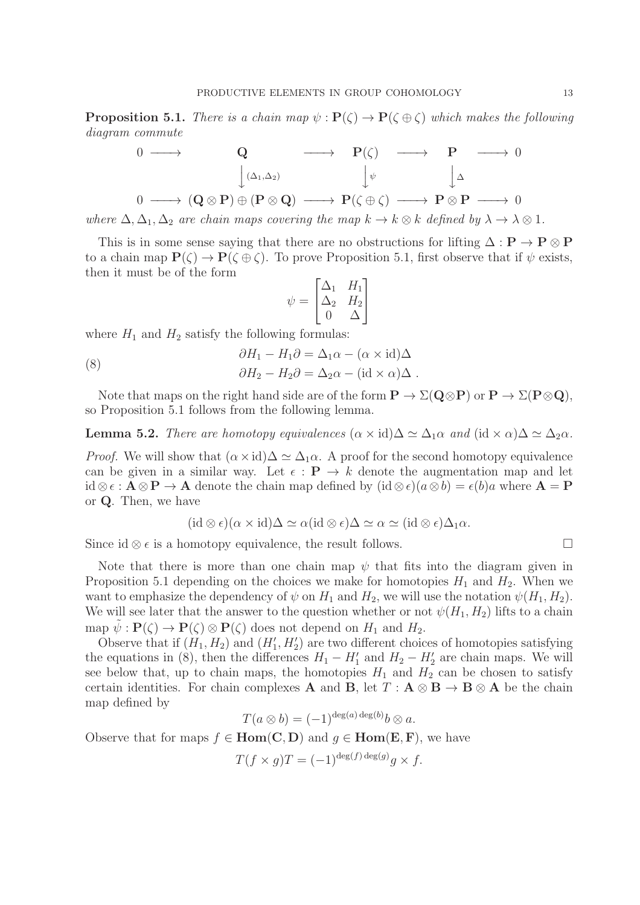**Proposition 5.1.** *There is a chain map $\psi : \mathbf{P}(\zeta) \to \mathbf{P}(\zeta \oplus \zeta)$ which makes the following diagram commute*

$$\begin{array}{ccccccccc}
0 & \longrightarrow & \mathbf{Q} & \longrightarrow & \mathbf{P}(\zeta) & \longrightarrow & \mathbf{P} & \longrightarrow & 0 \\
 & & \Big\downarrow {\scriptstyle (\Delta_1, \Delta_2)} & & \Big\downarrow {\scriptstyle \psi} & & \Big\downarrow {\scriptstyle \Delta} & & \\
0 & \longrightarrow & (\mathbf{Q} \otimes \mathbf{P}) \oplus (\mathbf{P} \otimes \mathbf{Q}) & \longrightarrow & \mathbf{P}(\zeta \oplus \zeta) & \longrightarrow & \mathbf{P} \otimes \mathbf{P} & \longrightarrow & 0
\end{array}$$

*where $\Delta, \Delta_1, \Delta_2$ are chain maps covering the map $k \to k \otimes k$ defined by $\lambda \to \lambda \otimes 1$.*

This is in some sense saying that there are no obstructions for lifting $\Delta : \mathbf{P} \to \mathbf{P} \otimes \mathbf{P}$ to a chain map $\mathbf{P}(\zeta) \to \mathbf{P}(\zeta \oplus \zeta)$. To prove Proposition 5.1, first observe that if $\psi$ exists, then it must be of the form

$$\psi = \begin{bmatrix} \Delta_1 & H_1 \\ \Delta_2 & H_2 \\ 0 & \Delta \end{bmatrix}$$

where $H_1$ and $H_2$ satisfy the following formulas:

$$\begin{aligned}
\partial H_1 - H_1 \partial &= \Delta_1 \alpha - (\alpha \times \mathrm{id}) \Delta \\
\partial H_2 - H_2 \partial &= \Delta_2 \alpha - (\mathrm{id} \times \alpha) \Delta \ .
\end{aligned} \tag{8}$$

Note that maps on the right hand side are of the form $\mathbf{P} \to \Sigma(\mathbf{Q} \otimes \mathbf{P})$ or $\mathbf{P} \to \Sigma(\mathbf{P} \otimes \mathbf{Q})$, so Proposition 5.1 follows from the following lemma.

**Lemma 5.2.** *There are homotopy equivalences $(\alpha \times \mathrm{id})\Delta \simeq \Delta_1 \alpha$ and $(\mathrm{id} \times \alpha)\Delta \simeq \Delta_2 \alpha$.*

*Proof.* We will show that $(\alpha \times \mathrm{id})\Delta \simeq \Delta_1 \alpha$. A proof for the second homotopy equivalence can be given in a similar way. Let $\epsilon : \mathbf{P} \to k$ denote the augmentation map and let $\mathrm{id} \otimes \epsilon : \mathbf{A} \otimes \mathbf{P} \to \mathbf{A}$ denote the chain map defined by $(\mathrm{id} \otimes \epsilon)(a \otimes b) = \epsilon(b) a$ where $\mathbf{A} = \mathbf{P}$ or $\mathbf{Q}$. Then, we have

$$(\mathrm{id} \otimes \epsilon)(\alpha \times \mathrm{id})\Delta \simeq \alpha(\mathrm{id} \otimes \epsilon)\Delta \simeq \alpha \simeq (\mathrm{id} \otimes \epsilon)\Delta_1 \alpha.$$

Since $\mathrm{id} \otimes \epsilon$ is a homotopy equivalence, the result follows. $\square$

Note that there is more than one chain map $\psi$ that fits into the diagram given in Proposition 5.1 depending on the choices we make for homotopies $H_1$ and $H_2$. When we want to emphasize the dependency of $\psi$ on $H_1$ and $H_2$, we will use the notation $\psi(H_1, H_2)$. We will see later that the answer to the question whether or not $\psi(H_1, H_2)$ lifts to a chain map $\tilde{\psi} : \mathbf{P}(\zeta) \to \mathbf{P}(\zeta) \otimes \mathbf{P}(\zeta)$ does not depend on $H_1$ and $H_2$.

Observe that if $(H_1, H_2)$ and $(H_1', H_2')$ are two different choices of homotopies satisfying the equations in (8), then the differences $H_1 - H_1'$ and $H_2 - H_2'$ are chain maps. We will see below that, up to chain maps, the homotopies $H_1$ and $H_2$ can be chosen to satisfy certain identities. For chain complexes $\mathbf{A}$ and $\mathbf{B}$, let $T : \mathbf{A} \otimes \mathbf{B} \to \mathbf{B} \otimes \mathbf{A}$ be the chain map defined by

$$T(a \otimes b) = (-1)^{\deg(a)\deg(b)} b \otimes a.$$

Observe that for maps $f \in \mathbf{Hom}(\mathbf{C}, \mathbf{D})$ and $g \in \mathbf{Hom}(\mathbf{E}, \mathbf{F})$, we have

$$T(f \times g)T = (-1)^{\deg(f)\deg(g)} g \times f.$$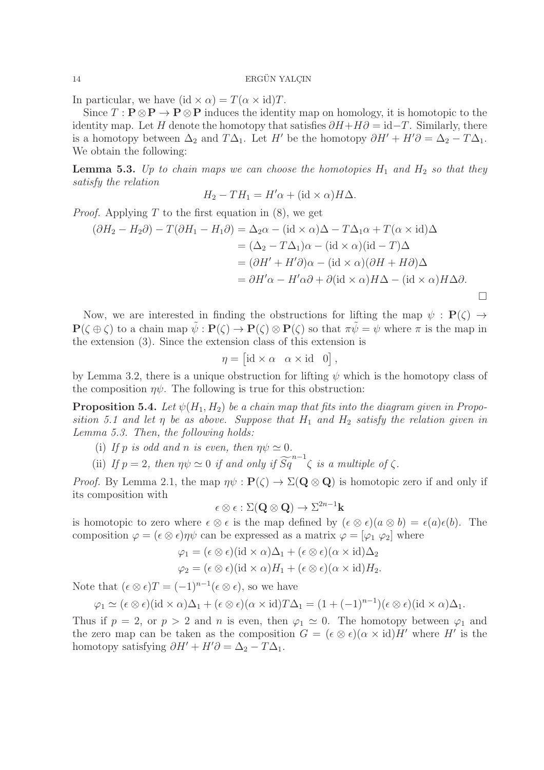In particular, we have $(\mathrm{id} \times \alpha) = T(\alpha \times \mathrm{id})T$.

Since $T : \mathbf{P} \otimes \mathbf{P} \to \mathbf{P} \otimes \mathbf{P}$ induces the identity map on homology, it is homotopic to the identity map. Let $H$ denote the homotopy that satisfies $\partial H + H\partial = \mathrm{id} - T$. Similarly, there is a homotopy between $\Delta_2$ and $T\Delta_1$. Let $H'$ be the homotopy $\partial H' + H'\partial = \Delta_2 - T\Delta_1$. We obtain the following:

**Lemma 5.3.** *Up to chain maps we can choose the homotopies $H_1$ and $H_2$ so that they satisfy the relation*

$$H_2 - TH_1 = H'\alpha + (\mathrm{id} \times \alpha)H\Delta.$$

*Proof.* Applying $T$ to the first equation in (8), we get

$$\begin{aligned}
(\partial H_2 - H_2\partial) - T(\partial H_1 - H_1\partial) &= \Delta_2\alpha - (\mathrm{id} \times \alpha)\Delta - T\Delta_1\alpha + T(\alpha \times \mathrm{id})\Delta \\
&= (\Delta_2 - T\Delta_1)\alpha - (\mathrm{id} \times \alpha)(\mathrm{id} - T)\Delta \\
&= (\partial H' + H'\partial)\alpha - (\mathrm{id} \times \alpha)(\partial H + H\partial)\Delta \\
&= \partial H'\alpha - H'\alpha\partial + \partial(\mathrm{id} \times \alpha)H\Delta - (\mathrm{id} \times \alpha)H\Delta\partial.
\end{aligned}$$

□

Now, we are interested in finding the obstructions for lifting the map $\psi : \mathbf{P}(\zeta) \to \mathbf{P}(\zeta \oplus \zeta)$ to a chain map $\tilde{\psi} : \mathbf{P}(\zeta) \to \mathbf{P}(\zeta) \otimes \mathbf{P}(\zeta)$ so that $\pi\tilde{\psi} = \psi$ where $\pi$ is the map in the extension (3). Since the extension class of this extension is

$$\eta = \begin{bmatrix} \mathrm{id} \times \alpha & \alpha \times \mathrm{id} & 0 \end{bmatrix},$$

by Lemma 3.2, there is a unique obstruction for lifting $\psi$ which is the homotopy class of the composition $\eta\psi$. The following is true for this obstruction:

**Proposition 5.4.** *Let $\psi(H_1, H_2)$ be a chain map that fits into the diagram given in Proposition 5.1 and let $\eta$ be as above. Suppose that $H_1$ and $H_2$ satisfy the relation given in Lemma 5.3. Then, the following holds:*

(i) *If $p$ is odd and $n$ is even, then $\eta\psi \simeq 0$.*

(ii) *If $p = 2$, then $\eta\psi \simeq 0$ if and only if $\widetilde{Sq}^{n-1}\zeta$ is a multiple of $\zeta$.*

*Proof.* By Lemma 2.1, the map $\eta\psi : \mathbf{P}(\zeta) \to \Sigma(\mathbf{Q} \otimes \mathbf{Q})$ is homotopic zero if and only if its composition with

$$\epsilon \otimes \epsilon : \Sigma(\mathbf{Q} \otimes \mathbf{Q}) \to \Sigma^{2n-1}\mathbf{k}$$

is homotopic to zero where $\epsilon \otimes \epsilon$ is the map defined by $(\epsilon \otimes \epsilon)(a \otimes b) = \epsilon(a)\epsilon(b)$. The composition $\varphi = (\epsilon \otimes \epsilon)\eta\psi$ can be expressed as a matrix $\varphi = [\varphi_1 \ \varphi_2]$ where

$$\begin{aligned}
\varphi_1 &= (\epsilon \otimes \epsilon)(\mathrm{id} \times \alpha)\Delta_1 + (\epsilon \otimes \epsilon)(\alpha \times \mathrm{id})\Delta_2 \\
\varphi_2 &= (\epsilon \otimes \epsilon)(\mathrm{id} \times \alpha)H_1 + (\epsilon \otimes \epsilon)(\alpha \times \mathrm{id})H_2.
\end{aligned}$$

Note that $(\epsilon \otimes \epsilon)T = (-1)^{n-1}(\epsilon \otimes \epsilon)$, so we have

$$\varphi_1 \simeq (\epsilon \otimes \epsilon)(\mathrm{id} \times \alpha)\Delta_1 + (\epsilon \otimes \epsilon)(\alpha \times \mathrm{id})T\Delta_1 = (1 + (-1)^{n-1})(\epsilon \otimes \epsilon)(\mathrm{id} \times \alpha)\Delta_1.$$

Thus if $p = 2$, or $p > 2$ and $n$ is even, then $\varphi_1 \simeq 0$. The homotopy between $\varphi_1$ and the zero map can be taken as the composition $G = (\epsilon \otimes \epsilon)(\alpha \times \mathrm{id})H'$ where $H'$ is the homotopy satisfying $\partial H' + H'\partial = \Delta_2 - T\Delta_1$.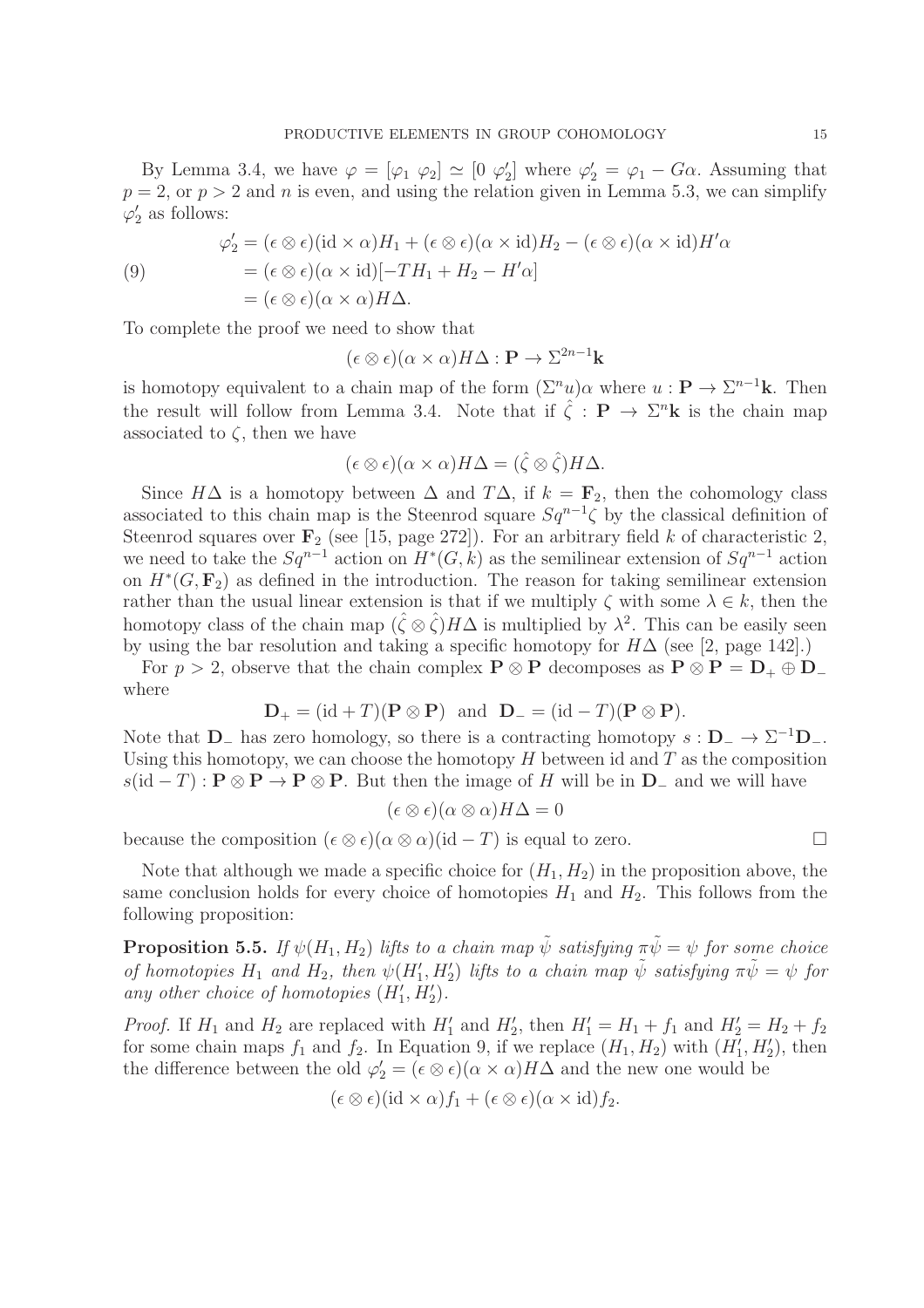By Lemma 3.4, we have $\varphi = [\varphi_1 \ \varphi_2] \simeq [0 \ \varphi_2']$ where $\varphi_2' = \varphi_1 - G\alpha$. Assuming that $p = 2$, or $p > 2$ and $n$ is even, and using the relation given in Lemma 5.3, we can simplify $\varphi_2'$ as follows:

$$
\begin{aligned}
\varphi_2' &= (\epsilon \otimes \epsilon)(\mathrm{id} \times \alpha)H_1 + (\epsilon \otimes \epsilon)(\alpha \times \mathrm{id})H_2 - (\epsilon \otimes \epsilon)(\alpha \times \mathrm{id})H'\alpha \\
&= (\epsilon \otimes \epsilon)(\alpha \times \mathrm{id})[-TH_1 + H_2 - H'\alpha] \\
&= (\epsilon \otimes \epsilon)(\alpha \times \alpha)H\Delta.
\end{aligned} \tag{9}
$$

To complete the proof we need to show that

$$
(\epsilon \otimes \epsilon)(\alpha \times \alpha)H\Delta : \mathbf{P} \to \Sigma^{2n-1}\mathbf{k}
$$

is homotopy equivalent to a chain map of the form $(\Sigma^n u)\alpha$ where $u : \mathbf{P} \to \Sigma^{n-1}\mathbf{k}$. Then the result will follow from Lemma 3.4. Note that if $\hat{\zeta} : \mathbf{P} \to \Sigma^n \mathbf{k}$ is the chain map associated to $\zeta$, then we have

$$
(\epsilon \otimes \epsilon)(\alpha \times \alpha)H\Delta = (\hat{\zeta} \otimes \hat{\zeta})H\Delta.
$$

Since $H\Delta$ is a homotopy between $\Delta$ and $T\Delta$, if $k = \mathbf{F}_2$, then the cohomology class associated to this chain map is the Steenrod square $Sq^{n-1}\zeta$ by the classical definition of Steenrod squares over $\mathbf{F}_2$ (see [15, page 272]). For an arbitrary field $k$ of characteristic 2, we need to take the $Sq^{n-1}$ action on $H^*(G, k)$ as the semilinear extension of $Sq^{n-1}$ action on $H^*(G, \mathbf{F}_2)$ as defined in the introduction. The reason for taking semilinear extension rather than the usual linear extension is that if we multiply $\zeta$ with some $\lambda \in k$, then the homotopy class of the chain map $(\hat{\zeta} \otimes \hat{\zeta})H\Delta$ is multiplied by $\lambda^2$. This can be easily seen by using the bar resolution and taking a specific homotopy for $H\Delta$ (see [2, page 142].)

For $p > 2$, observe that the chain complex $\mathbf{P} \otimes \mathbf{P}$ decomposes as $\mathbf{P} \otimes \mathbf{P} = \mathbf{D}_+ \oplus \mathbf{D}_-$ where

$$
\mathbf{D}_+ = (\mathrm{id} + T)(\mathbf{P} \otimes \mathbf{P}) \quad \text{and} \quad \mathbf{D}_- = (\mathrm{id} - T)(\mathbf{P} \otimes \mathbf{P}).
$$

Note that $\mathbf{D}_-$ has zero homology, so there is a contracting homotopy $s : \mathbf{D}_- \to \Sigma^{-1}\mathbf{D}_-$. Using this homotopy, we can choose the homotopy $H$ between id and $T$ as the composition $s(\mathrm{id} - T) : \mathbf{P} \otimes \mathbf{P} \to \mathbf{P} \otimes \mathbf{P}$. But then the image of $H$ will be in $\mathbf{D}_-$ and we will have

$$
(\epsilon \otimes \epsilon)(\alpha \otimes \alpha)H\Delta = 0
$$

because the composition $(\epsilon \otimes \epsilon)(\alpha \otimes \alpha)(\mathrm{id} - T)$ is equal to zero. □

Note that although we made a specific choice for $(H_1, H_2)$ in the proposition above, the same conclusion holds for every choice of homotopies $H_1$ and $H_2$. This follows from the following proposition:

**Proposition 5.5.** *If $\psi(H_1, H_2)$ lifts to a chain map $\tilde{\psi}$ satisfying $\pi\tilde{\psi} = \psi$ for some choice of homotopies $H_1$ and $H_2$, then $\psi(H_1', H_2')$ lifts to a chain map $\tilde{\psi}$ satisfying $\pi\tilde{\psi} = \psi$ for any other choice of homotopies $(H_1', H_2')$.*

*Proof.* If $H_1$ and $H_2$ are replaced with $H_1'$ and $H_2'$, then $H_1' = H_1 + f_1$ and $H_2' = H_2 + f_2$ for some chain maps $f_1$ and $f_2$. In Equation 9, if we replace $(H_1, H_2)$ with $(H_1', H_2')$, then the difference between the old $\varphi_2' = (\epsilon \otimes \epsilon)(\alpha \times \alpha)H\Delta$ and the new one would be

$$
(\epsilon \otimes \epsilon)(\mathrm{id} \times \alpha)f_1 + (\epsilon \otimes \epsilon)(\alpha \times \mathrm{id})f_2.
$$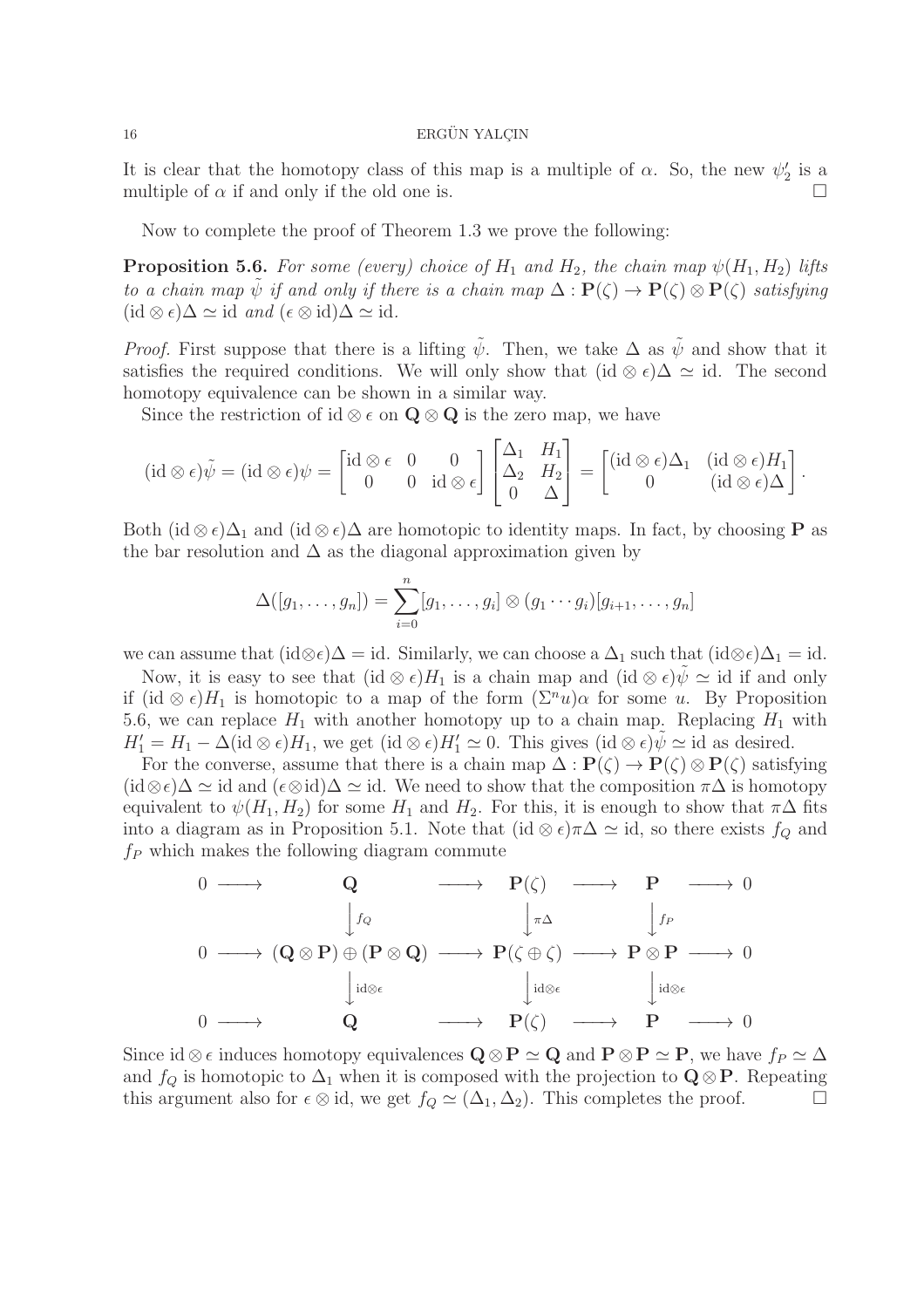It is clear that the homotopy class of this map is a multiple of $\alpha$. So, the new $\psi_2'$ is a multiple of $\alpha$ if and only if the old one is. $\square$

Now to complete the proof of Theorem 1.3 we prove the following:

**Proposition 5.6.** *For some (every) choice of $H_1$ and $H_2$, the chain map $\psi(H_1, H_2)$ lifts to a chain map $\tilde{\psi}$ if and only if there is a chain map $\Delta : \mathbf{P}(\zeta) \to \mathbf{P}(\zeta) \otimes \mathbf{P}(\zeta)$ satisfying $(\mathrm{id} \otimes \epsilon)\Delta \simeq \mathrm{id}$ and $(\epsilon \otimes \mathrm{id})\Delta \simeq \mathrm{id}$.*

*Proof.* First suppose that there is a lifting $\tilde{\psi}$. Then, we take $\Delta$ as $\tilde{\psi}$ and show that it satisfies the required conditions. We will only show that $(\mathrm{id} \otimes \epsilon)\Delta \simeq \mathrm{id}$. The second homotopy equivalence can be shown in a similar way.

Since the restriction of $\mathrm{id} \otimes \epsilon$ on $\mathbf{Q} \otimes \mathbf{Q}$ is the zero map, we have

$$(\mathrm{id} \otimes \epsilon)\tilde{\psi} = (\mathrm{id} \otimes \epsilon)\psi = \begin{bmatrix} \mathrm{id} \otimes \epsilon & 0 & 0 \\ 0 & 0 & \mathrm{id} \otimes \epsilon \end{bmatrix} \begin{bmatrix} \Delta_1 & H_1 \\ \Delta_2 & H_2 \\ 0 & \Delta \end{bmatrix} = \begin{bmatrix} (\mathrm{id} \otimes \epsilon)\Delta_1 & (\mathrm{id} \otimes \epsilon)H_1 \\ 0 & (\mathrm{id} \otimes \epsilon)\Delta \end{bmatrix}.$$

Both $(\mathrm{id} \otimes \epsilon)\Delta_1$ and $(\mathrm{id} \otimes \epsilon)\Delta$ are homotopic to identity maps. In fact, by choosing $\mathbf{P}$ as the bar resolution and $\Delta$ as the diagonal approximation given by

$$\Delta([g_1, \dots, g_n]) = \sum_{i=0}^{n} [g_1, \dots, g_i] \otimes (g_1 \cdots g_i)[g_{i+1}, \dots, g_n]$$

we can assume that $(\mathrm{id} \otimes \epsilon)\Delta = \mathrm{id}$. Similarly, we can choose a $\Delta_1$ such that $(\mathrm{id} \otimes \epsilon)\Delta_1 = \mathrm{id}$.

Now, it is easy to see that $(\mathrm{id} \otimes \epsilon)H_1$ is a chain map and $(\mathrm{id} \otimes \epsilon)\tilde{\psi} \simeq \mathrm{id}$ if and only if $(\mathrm{id} \otimes \epsilon)H_1$ is homotopic to a map of the form $(\Sigma^n u)\alpha$ for some $u$. By Proposition 5.6, we can replace $H_1$ with another homotopy up to a chain map. Replacing $H_1$ with $H_1' = H_1 - \Delta(\mathrm{id} \otimes \epsilon)H_1$, we get $(\mathrm{id} \otimes \epsilon)H_1' \simeq 0$. This gives $(\mathrm{id} \otimes \epsilon)\tilde{\psi} \simeq \mathrm{id}$ as desired.

For the converse, assume that there is a chain map $\Delta : \mathbf{P}(\zeta) \to \mathbf{P}(\zeta) \otimes \mathbf{P}(\zeta)$ satisfying $(\mathrm{id} \otimes \epsilon)\Delta \simeq \mathrm{id}$ and $(\epsilon \otimes \mathrm{id})\Delta \simeq \mathrm{id}$. We need to show that the composition $\pi\Delta$ is homotopy equivalent to $\psi(H_1, H_2)$ for some $H_1$ and $H_2$. For this, it is enough to show that $\pi\Delta$ fits into a diagram as in Proposition 5.1. Note that $(\mathrm{id} \otimes \epsilon)\pi\Delta \simeq \mathrm{id}$, so there exists $f_Q$ and $f_P$ which makes the following diagram commute

$$\begin{array}{ccccccccc}
0 & \longrightarrow & \mathbf{Q} & \longrightarrow & \mathbf{P}(\zeta) & \longrightarrow & \mathbf{P} & \longrightarrow & 0 \\
 & & \big\downarrow {\scriptstyle f_Q} & & \big\downarrow {\scriptstyle \pi\Delta} & & \big\downarrow {\scriptstyle f_P} & & \\
0 & \longrightarrow & (\mathbf{Q} \otimes \mathbf{P}) \oplus (\mathbf{P} \otimes \mathbf{Q}) & \longrightarrow & \mathbf{P}(\zeta \oplus \zeta) & \longrightarrow & \mathbf{P} \otimes \mathbf{P} & \longrightarrow & 0 \\
 & & \big\downarrow {\scriptstyle \mathrm{id} \otimes \epsilon} & & \big\downarrow {\scriptstyle \mathrm{id} \otimes \epsilon} & & \big\downarrow {\scriptstyle \mathrm{id} \otimes \epsilon} & & \\
0 & \longrightarrow & \mathbf{Q} & \longrightarrow & \mathbf{P}(\zeta) & \longrightarrow & \mathbf{P} & \longrightarrow & 0
\end{array}$$

Since $\mathrm{id} \otimes \epsilon$ induces homotopy equivalences $\mathbf{Q} \otimes \mathbf{P} \simeq \mathbf{Q}$ and $\mathbf{P} \otimes \mathbf{P} \simeq \mathbf{P}$, we have $f_P \simeq \Delta$ and $f_Q$ is homotopic to $\Delta_1$ when it is composed with the projection to $\mathbf{Q} \otimes \mathbf{P}$. Repeating this argument also for $\epsilon \otimes \mathrm{id}$, we get $f_Q \simeq (\Delta_1, \Delta_2)$. This completes the proof. $\square$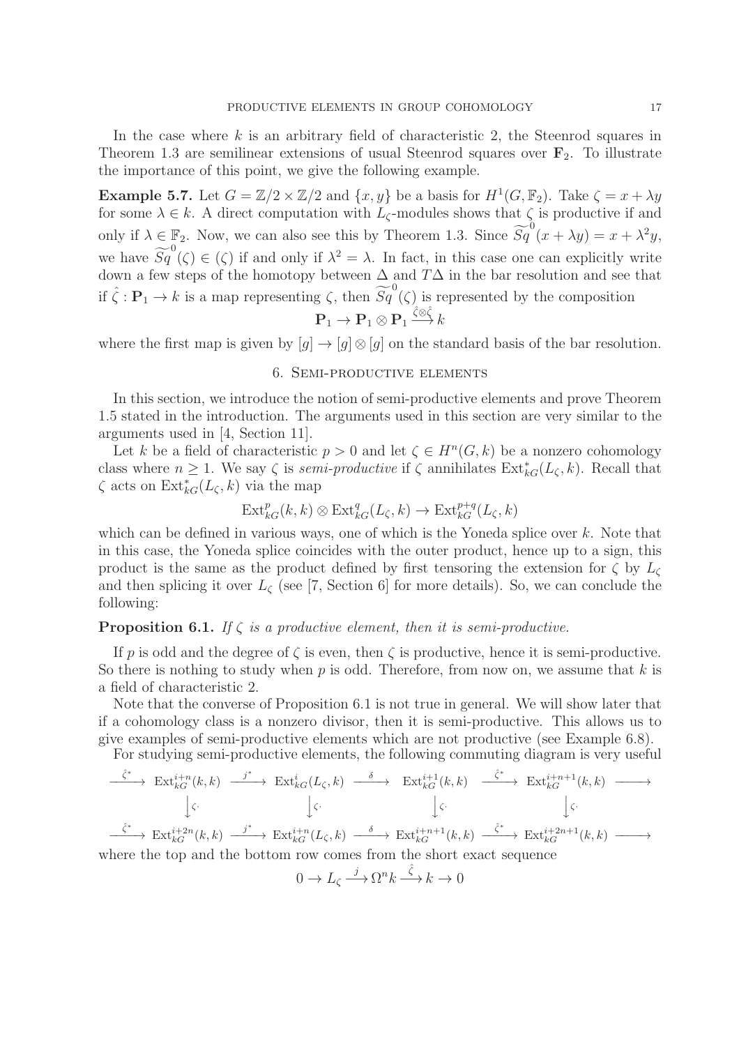In the case where $k$ is an arbitrary field of characteristic 2, the Steenrod squares in Theorem 1.3 are semilinear extensions of usual Steenrod squares over $\mathbf{F}_2$. To illustrate the importance of this point, we give the following example.

**Example 5.7.** Let $G = \mathbb{Z}/2 \times \mathbb{Z}/2$ and $\{x, y\}$ be a basis for $H^1(G, \mathbb{F}_2)$. Take $\zeta = x + \lambda y$ for some $\lambda \in k$. A direct computation with $L_\zeta$-modules shows that $\zeta$ is productive if and only if $\lambda \in \mathbb{F}_2$. Now, we can also see this by Theorem 1.3. Since $\widetilde{Sq}^0(x + \lambda y) = x + \lambda^2 y$, we have $\widetilde{Sq}^0(\zeta) \in (\zeta)$ if and only if $\lambda^2 = \lambda$. In fact, in this case one can explicitly write down a few steps of the homotopy between $\Delta$ and $T\Delta$ in the bar resolution and see that if $\hat{\zeta} : \mathbf{P}_1 \to k$ is a map representing $\zeta$, then $\widetilde{Sq}^0(\zeta)$ is represented by the composition

$$\mathbf{P}_1 \to \mathbf{P}_1 \otimes \mathbf{P}_1 \xrightarrow{\hat{\zeta} \otimes \hat{\zeta}} k$$

where the first map is given by $[g] \to [g] \otimes [g]$ on the standard basis of the bar resolution.

## 6. Semi-productive elements

In this section, we introduce the notion of semi-productive elements and prove Theorem 1.5 stated in the introduction. The arguments used in this section are very similar to the arguments used in [4, Section 11].

Let $k$ be a field of characteristic $p > 0$ and let $\zeta \in H^n(G, k)$ be a nonzero cohomology class where $n \geq 1$. We say $\zeta$ is *semi-productive* if $\zeta$ annihilates $\operatorname{Ext}^*_{kG}(L_\zeta, k)$. Recall that $\zeta$ acts on $\operatorname{Ext}^*_{kG}(L_\zeta, k)$ via the map

$$\operatorname{Ext}^p_{kG}(k, k) \otimes \operatorname{Ext}^q_{kG}(L_\zeta, k) \to \operatorname{Ext}^{p+q}_{kG}(L_\zeta, k)$$

which can be defined in various ways, one of which is the Yoneda splice over $k$. Note that in this case, the Yoneda splice coincides with the outer product, hence up to a sign, this product is the same as the product defined by first tensoring the extension for $\zeta$ by $L_\zeta$ and then splicing it over $L_\zeta$ (see [7, Section 6] for more details). So, we can conclude the following:

**Proposition 6.1.** *If $\zeta$ is a productive element, then it is semi-productive.*

If $p$ is odd and the degree of $\zeta$ is even, then $\zeta$ is productive, hence it is semi-productive. So there is nothing to study when $p$ is odd. Therefore, from now on, we assume that $k$ is a field of characteristic 2.

Note that the converse of Proposition 6.1 is not true in general. We will show later that if a cohomology class is a nonzero divisor, then it is semi-productive. This allows us to give examples of semi-productive elements which are not productive (see Example 6.8).

For studying semi-productive elements, the following commuting diagram is very useful

$$\begin{array}{ccccccccc}
\xrightarrow{\hat{\zeta}^*} & \operatorname{Ext}^{i+n}_{kG}(k,k) & \xrightarrow{j^*} & \operatorname{Ext}^{i}_{kG}(L_\zeta,k) & \xrightarrow{\delta} & \operatorname{Ext}^{i+1}_{kG}(k,k) & \xrightarrow{\hat{\zeta}^*} & \operatorname{Ext}^{i+n+1}_{kG}(k,k) & \longrightarrow \\
& \downarrow{\scriptstyle \zeta\cdot} & & \downarrow{\scriptstyle \zeta\cdot} & & \downarrow{\scriptstyle \zeta\cdot} & & \downarrow{\scriptstyle \zeta\cdot} & \\
\xrightarrow{\hat{\zeta}^*} & \operatorname{Ext}^{i+2n}_{kG}(k,k) & \xrightarrow{j^*} & \operatorname{Ext}^{i+n}_{kG}(L_\zeta,k) & \xrightarrow{\delta} & \operatorname{Ext}^{i+n+1}_{kG}(k,k) & \xrightarrow{\hat{\zeta}^*} & \operatorname{Ext}^{i+2n+1}_{kG}(k,k) & \longrightarrow
\end{array}$$

where the top and the bottom row comes from the short exact sequence

$$0 \to L_\zeta \xrightarrow{j} \Omega^n k \xrightarrow{\hat{\zeta}} k \to 0$$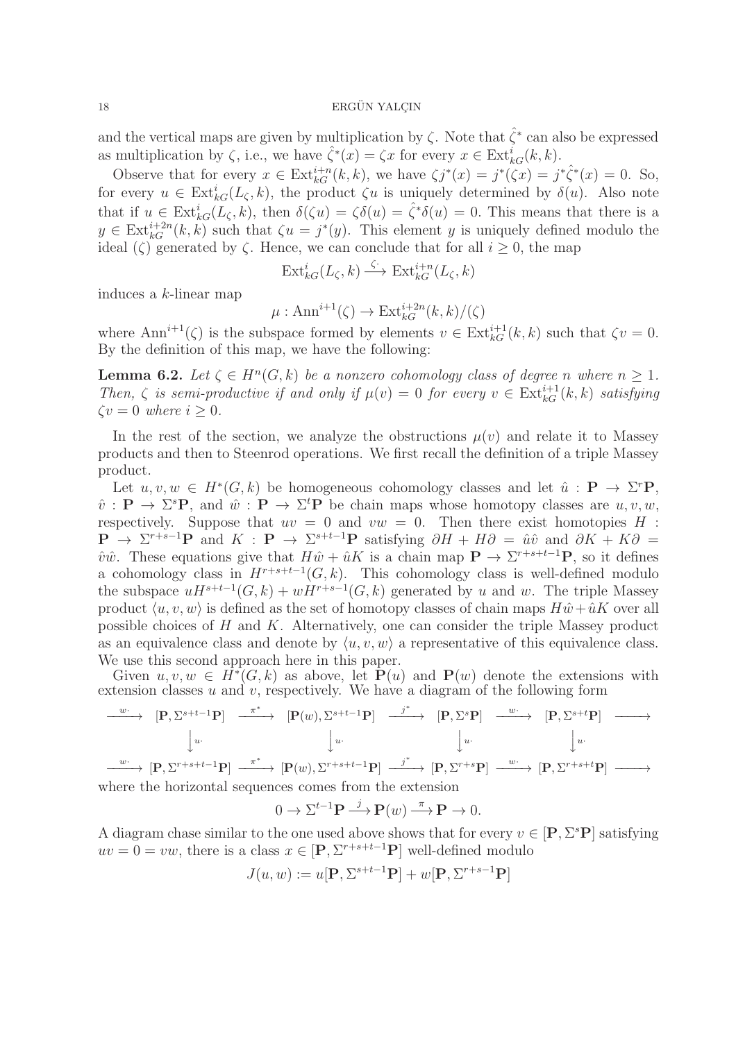and the vertical maps are given by multiplication by $\zeta$. Note that $\hat{\zeta}^*$ can also be expressed as multiplication by $\zeta$, i.e., we have $\hat{\zeta}^*(x) = \zeta x$ for every $x \in \mathrm{Ext}^i_{kG}(k,k)$.

Observe that for every $x \in \mathrm{Ext}^{i+n}_{kG}(k,k)$, we have $\zeta j^*(x) = j^*(\zeta x) = j^* \hat{\zeta}^*(x) = 0$. So, for every $u \in \mathrm{Ext}^i_{kG}(L_\zeta, k)$, the product $\zeta u$ is uniquely determined by $\delta(u)$. Also note that if $u \in \mathrm{Ext}^i_{kG}(L_\zeta, k)$, then $\delta(\zeta u) = \zeta \delta(u) = \hat{\zeta}^* \delta(u) = 0$. This means that there is a $y \in \mathrm{Ext}^{i+2n}_{kG}(k,k)$ such that $\zeta u = j^*(y)$. This element $y$ is uniquely defined modulo the ideal $(\zeta)$ generated by $\zeta$. Hence, we can conclude that for all $i \geq 0$, the map

$$\mathrm{Ext}^i_{kG}(L_\zeta, k) \xrightarrow{\zeta\cdot} \mathrm{Ext}^{i+n}_{kG}(L_\zeta, k)$$

induces a $k$-linear map

$$\mu : \mathrm{Ann}^{i+1}(\zeta) \to \mathrm{Ext}^{i+2n}_{kG}(k,k)/(\zeta)$$

where $\mathrm{Ann}^{i+1}(\zeta)$ is the subspace formed by elements $v \in \mathrm{Ext}^{i+1}_{kG}(k,k)$ such that $\zeta v = 0$. By the definition of this map, we have the following:

**Lemma 6.2.** *Let $\zeta \in H^n(G,k)$ be a nonzero cohomology class of degree $n$ where $n \geq 1$. Then, $\zeta$ is semi-productive if and only if $\mu(v) = 0$ for every $v \in \mathrm{Ext}^{i+1}_{kG}(k,k)$ satisfying $\zeta v = 0$ where $i \geq 0$.*

In the rest of the section, we analyze the obstructions $\mu(v)$ and relate it to Massey products and then to Steenrod operations. We first recall the definition of a triple Massey product.

Let $u, v, w \in H^*(G,k)$ be homogeneous cohomology classes and let $\hat{u} : \mathbf{P} \to \Sigma^r \mathbf{P}$, $\hat{v} : \mathbf{P} \to \Sigma^s \mathbf{P}$, and $\hat{w} : \mathbf{P} \to \Sigma^t \mathbf{P}$ be chain maps whose homotopy classes are $u, v, w$, respectively. Suppose that $uv = 0$ and $vw = 0$. Then there exist homotopies $H : \mathbf{P} \to \Sigma^{r+s-1}\mathbf{P}$ and $K : \mathbf{P} \to \Sigma^{s+t-1}\mathbf{P}$ satisfying $\partial H + H \partial = \hat{u}\hat{v}$ and $\partial K + K \partial = \hat{v}\hat{w}$. These equations give that $H\hat{w} + \hat{u}K$ is a chain map $\mathbf{P} \to \Sigma^{r+s+t-1}\mathbf{P}$, so it defines a cohomology class in $H^{r+s+t-1}(G,k)$. This cohomology class is well-defined modulo the subspace $uH^{s+t-1}(G,k) + wH^{r+s-1}(G,k)$ generated by $u$ and $w$. The triple Massey product $\langle u, v, w \rangle$ is defined as the set of homotopy classes of chain maps $H\hat{w} + \hat{u}K$ over all possible choices of $H$ and $K$. Alternatively, one can consider the triple Massey product as an equivalence class and denote by $\langle u, v, w\rangle$ a representative of this equivalence class. We use this second approach here in this paper.

Given $u, v, w \in H^*(G,k)$ as above, let $\mathbf{P}(u)$ and $\mathbf{P}(w)$ denote the extensions with extension classes $u$ and $v$, respectively. We have a diagram of the following form

$$\begin{array}{ccccccccc}
\xrightarrow{w\cdot} & [\mathbf{P}, \Sigma^{s+t-1}\mathbf{P}] & \xrightarrow{\pi^*} & [\mathbf{P}(w), \Sigma^{s+t-1}\mathbf{P}] & \xrightarrow{j^*} & [\mathbf{P}, \Sigma^s \mathbf{P}] & \xrightarrow{w\cdot} & [\mathbf{P}, \Sigma^{s+t}\mathbf{P}] & \longrightarrow \\
 & \downarrow u\cdot & & \downarrow u\cdot & & \downarrow u\cdot & & \downarrow u\cdot & \\
\xrightarrow{w\cdot} & [\mathbf{P}, \Sigma^{r+s+t-1}\mathbf{P}] & \xrightarrow{\pi^*} & [\mathbf{P}(w), \Sigma^{r+s+t-1}\mathbf{P}] & \xrightarrow{j^*} & [\mathbf{P}, \Sigma^{r+s}\mathbf{P}] & \xrightarrow{w\cdot} & [\mathbf{P}, \Sigma^{r+s+t}\mathbf{P}] & \longrightarrow
\end{array}$$

where the horizontal sequences comes from the extension

$$0 \to \Sigma^{t-1}\mathbf{P} \xrightarrow{j} \mathbf{P}(w) \xrightarrow{\pi} \mathbf{P} \to 0.$$

A diagram chase similar to the one used above shows that for every $v \in [\mathbf{P}, \Sigma^s \mathbf{P}]$ satisfying $uv = 0 = vw$, there is a class $x \in [\mathbf{P}, \Sigma^{r+s+t-1}\mathbf{P}]$ well-defined modulo

$$J(u,w) := u[\mathbf{P}, \Sigma^{s+t-1}\mathbf{P}] + w[\mathbf{P}, \Sigma^{r+s-1}\mathbf{P}]$$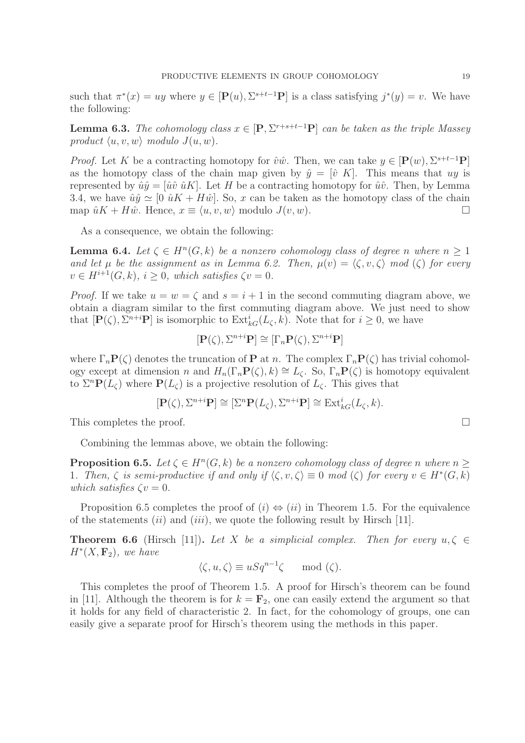such that $\pi^*(x) = uy$ where $y \in [\mathbf{P}(u), \Sigma^{s+t-1}\mathbf{P}]$ is a class satisfying $j^*(y) = v$. We have the following:

**Lemma 6.3.** *The cohomology class $x \in [\mathbf{P}, \Sigma^{r+s+t-1}\mathbf{P}]$ can be taken as the triple Massey product $\langle u, v, w\rangle$ modulo $J(u, w)$.*

*Proof.* Let $K$ be a contracting homotopy for $\hat{v}\hat{w}$. Then, we can take $y \in [\mathbf{P}(w), \Sigma^{s+t-1}\mathbf{P}]$ as the homotopy class of the chain map given by $\hat{y} = [\hat{v}\ K]$. This means that $uy$ is represented by $\hat{u}\hat{y} = [\hat{u}\hat{v}\ \hat{u}K]$. Let $H$ be a contracting homotopy for $\hat{u}\hat{v}$. Then, by Lemma 3.4, we have $\hat{u}\hat{y} \simeq [0\ \hat{u}K + H\hat{w}]$. So, $x$ can be taken as the homotopy class of the chain map $\hat{u}K + H\hat{w}$. Hence, $x \equiv \langle u, v, w\rangle$ modulo $J(v, w)$. □

As a consequence, we obtain the following:

**Lemma 6.4.** *Let $\zeta \in H^n(G, k)$ be a nonzero cohomology class of degree $n$ where $n \geq 1$ and let $\mu$ be the assignment as in Lemma 6.2. Then, $\mu(v) = \langle \zeta, v, \zeta\rangle$ mod $(\zeta)$ for every $v \in H^{i+1}(G, k)$, $i \geq 0$, which satisfies $\zeta v = 0$.*

*Proof.* If we take $u = w = \zeta$ and $s = i + 1$ in the second commuting diagram above, we obtain a diagram similar to the first commuting diagram above. We just need to show that $[\mathbf{P}(\zeta), \Sigma^{n+i}\mathbf{P}]$ is isomorphic to $\mathrm{Ext}^i_{kG}(L_\zeta, k)$. Note that for $i \geq 0$, we have

$$[\mathbf{P}(\zeta), \Sigma^{n+i}\mathbf{P}] \cong [\Gamma_n\mathbf{P}(\zeta), \Sigma^{n+i}\mathbf{P}]$$

where $\Gamma_n\mathbf{P}(\zeta)$ denotes the truncation of $\mathbf{P}$ at $n$. The complex $\Gamma_n\mathbf{P}(\zeta)$ has trivial cohomology except at dimension $n$ and $H_n(\Gamma_n\mathbf{P}(\zeta), k) \cong L_\zeta$. So, $\Gamma_n\mathbf{P}(\zeta)$ is homotopy equivalent to $\Sigma^n\mathbf{P}(L_\zeta)$ where $\mathbf{P}(L_\zeta)$ is a projective resolution of $L_\zeta$. This gives that

$$[\mathbf{P}(\zeta), \Sigma^{n+i}\mathbf{P}] \cong [\Sigma^n\mathbf{P}(L_\zeta), \Sigma^{n+i}\mathbf{P}] \cong \mathrm{Ext}^i_{kG}(L_\zeta, k).$$

This completes the proof. □

Combining the lemmas above, we obtain the following:

**Proposition 6.5.** *Let $\zeta \in H^n(G, k)$ be a nonzero cohomology class of degree $n$ where $n \geq 1$. Then, $\zeta$ is semi-productive if and only if $\langle \zeta, v, \zeta\rangle \equiv 0$ mod $(\zeta)$ for every $v \in H^*(G, k)$ which satisfies $\zeta v = 0$.*

Proposition 6.5 completes the proof of $(i) \Leftrightarrow (ii)$ in Theorem 1.5. For the equivalence of the statements $(ii)$ and $(iii)$, we quote the following result by Hirsch [11].

**Theorem 6.6** (Hirsch [11])**.** *Let $X$ be a simplicial complex. Then for every $u, \zeta \in H^*(X, \mathbf{F}_2)$, we have*

$$\langle \zeta, u, \zeta\rangle \equiv uSq^{n-1}\zeta \qquad \mathrm{mod}\ (\zeta).$$

This completes the proof of Theorem 1.5. A proof for Hirsch's theorem can be found in [11]. Although the theorem is for $k = \mathbf{F}_2$, one can easily extend the argument so that it holds for any field of characteristic 2. In fact, for the cohomology of groups, one can easily give a separate proof for Hirsch's theorem using the methods in this paper.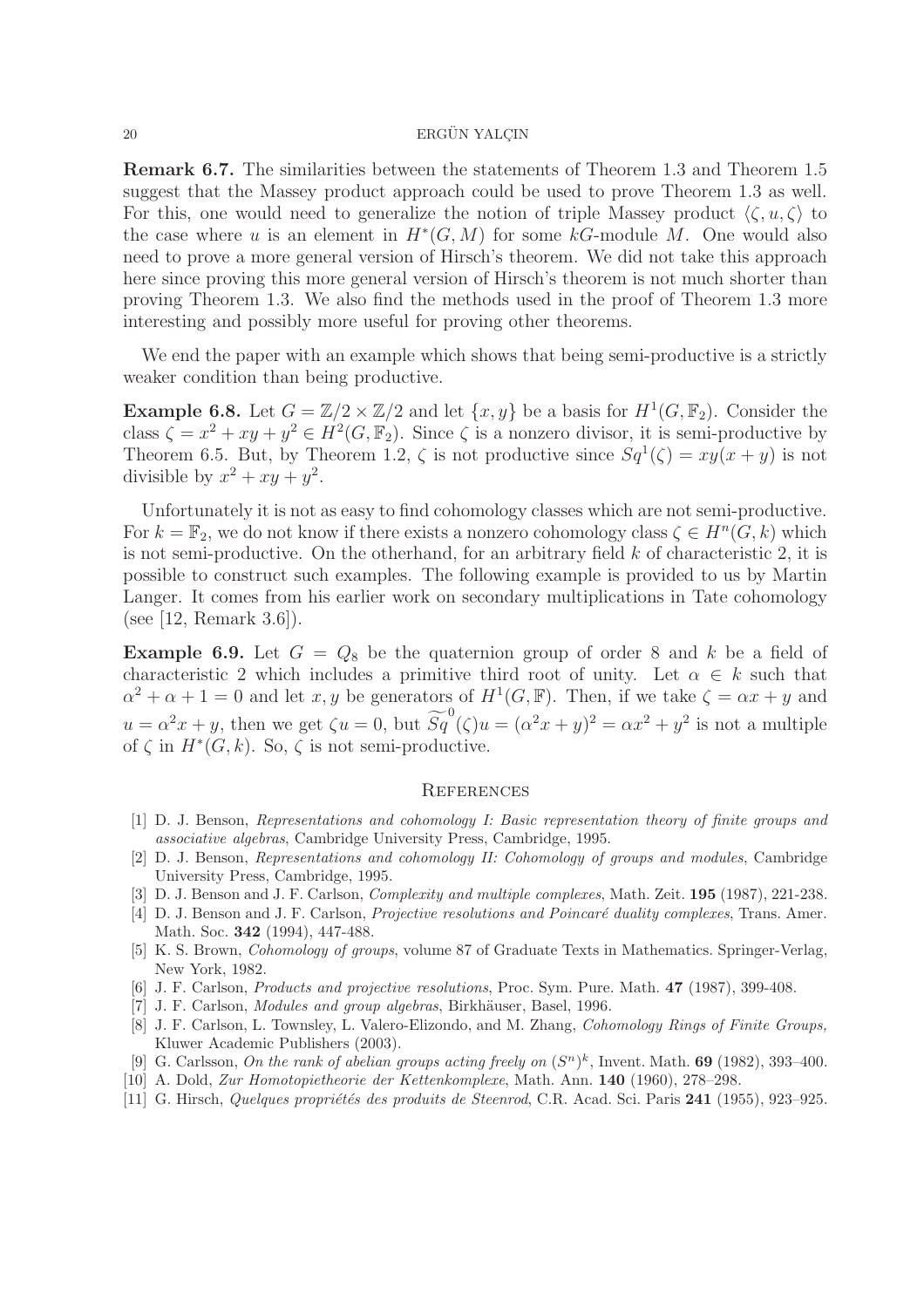**Remark 6.7.** The similarities between the statements of Theorem 1.3 and Theorem 1.5 suggest that the Massey product approach could be used to prove Theorem 1.3 as well. For this, one would need to generalize the notion of triple Massey product $\langle \zeta, u, \zeta \rangle$ to the case where $u$ is an element in $H^*(G, M)$ for some $kG$-module $M$. One would also need to prove a more general version of Hirsch's theorem. We did not take this approach here since proving this more general version of Hirsch's theorem is not much shorter than proving Theorem 1.3. We also find the methods used in the proof of Theorem 1.3 more interesting and possibly more useful for proving other theorems.

We end the paper with an example which shows that being semi-productive is a strictly weaker condition than being productive.

**Example 6.8.** Let $G = \mathbb{Z}/2 \times \mathbb{Z}/2$ and let $\{x, y\}$ be a basis for $H^1(G, \mathbb{F}_2)$. Consider the class $\zeta = x^2 + xy + y^2 \in H^2(G, \mathbb{F}_2)$. Since $\zeta$ is a nonzero divisor, it is semi-productive by Theorem 6.5. But, by Theorem 1.2, $\zeta$ is not productive since $Sq^1(\zeta) = xy(x + y)$ is not divisible by $x^2 + xy + y^2$.

Unfortunately it is not as easy to find cohomology classes which are not semi-productive. For $k = \mathbb{F}_2$, we do not know if there exists a nonzero cohomology class $\zeta \in H^n(G, k)$ which is not semi-productive. On the otherhand, for an arbitrary field $k$ of characteristic 2, it is possible to construct such examples. The following example is provided to us by Martin Langer. It comes from his earlier work on secondary multiplications in Tate cohomology (see [12, Remark 3.6]).

**Example 6.9.** Let $G = Q_8$ be the quaternion group of order 8 and $k$ be a field of characteristic 2 which includes a primitive third root of unity. Let $\alpha \in k$ such that $\alpha^2 + \alpha + 1 = 0$ and let $x, y$ be generators of $H^1(G, \mathbb{F})$. Then, if we take $\zeta = \alpha x + y$ and $u = \alpha^2 x + y$, then we get $\zeta u = 0$, but $\widetilde{Sq}^0(\zeta)u = (\alpha^2 x + y)^2 = \alpha x^2 + y^2$ is not a multiple of $\zeta$ in $H^*(G, k)$. So, $\zeta$ is not semi-productive.

## References

[1] D. J. Benson, *Representations and cohomology I: Basic representation theory of finite groups and associative algebras*, Cambridge University Press, Cambridge, 1995.

[2] D. J. Benson, *Representations and cohomology II: Cohomology of groups and modules*, Cambridge University Press, Cambridge, 1995.

[3] D. J. Benson and J. F. Carlson, *Complexity and multiple complexes*, Math. Zeit. **195** (1987), 221-238.

[4] D. J. Benson and J. F. Carlson, *Projective resolutions and Poincaré duality complexes*, Trans. Amer. Math. Soc. **342** (1994), 447-488.

[5] K. S. Brown, *Cohomology of groups*, volume 87 of Graduate Texts in Mathematics. Springer-Verlag, New York, 1982.

[6] J. F. Carlson, *Products and projective resolutions*, Proc. Sym. Pure. Math. **47** (1987), 399-408.

[7] J. F. Carlson, *Modules and group algebras*, Birkhäuser, Basel, 1996.

[8] J. F. Carlson, L. Townsley, L. Valero-Elizondo, and M. Zhang, *Cohomology Rings of Finite Groups,* Kluwer Academic Publishers (2003).

[9] G. Carlsson, *On the rank of abelian groups acting freely on* $(S^n)^k$, Invent. Math. **69** (1982), 393–400.

[10] A. Dold, *Zur Homotopietheorie der Kettenkomplexe*, Math. Ann. **140** (1960), 278–298.

[11] G. Hirsch, *Quelques propriétés des produits de Steenrod*, C.R. Acad. Sci. Paris **241** (1955), 923–925.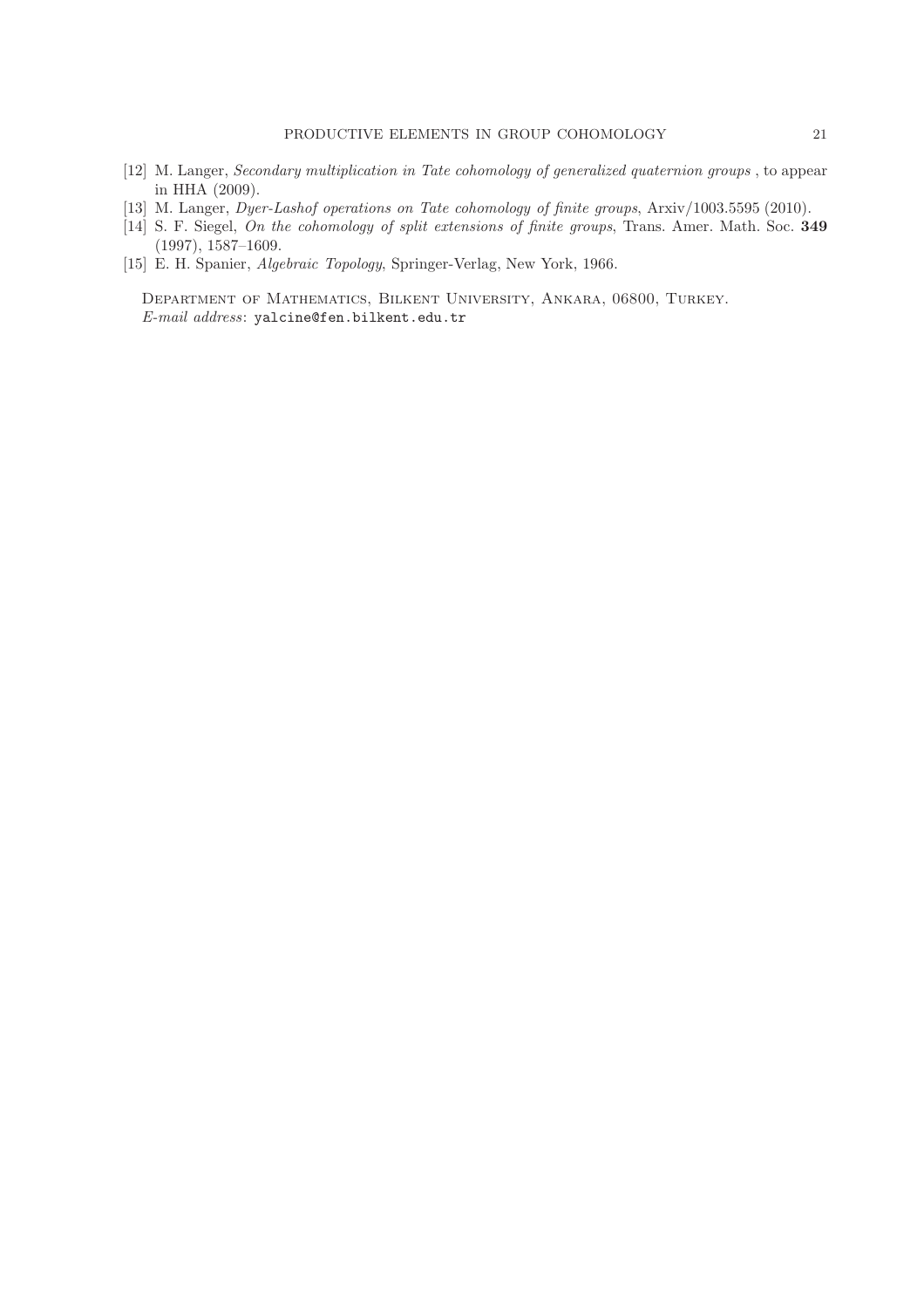[12] M. Langer, *Secondary multiplication in Tate cohomology of generalized quaternion groups* , to appear in HHA (2009).

[13] M. Langer, *Dyer-Lashof operations on Tate cohomology of finite groups*, Arxiv/1003.5595 (2010).

[14] S. F. Siegel, *On the cohomology of split extensions of finite groups*, Trans. Amer. Math. Soc. **349** (1997), 1587–1609.

[15] E. H. Spanier, *Algebraic Topology*, Springer-Verlag, New York, 1966.

Department of Mathematics, Bilkent University, Ankara, 06800, Turkey.
*E-mail address*: `yalcine@fen.bilkent.edu.tr`